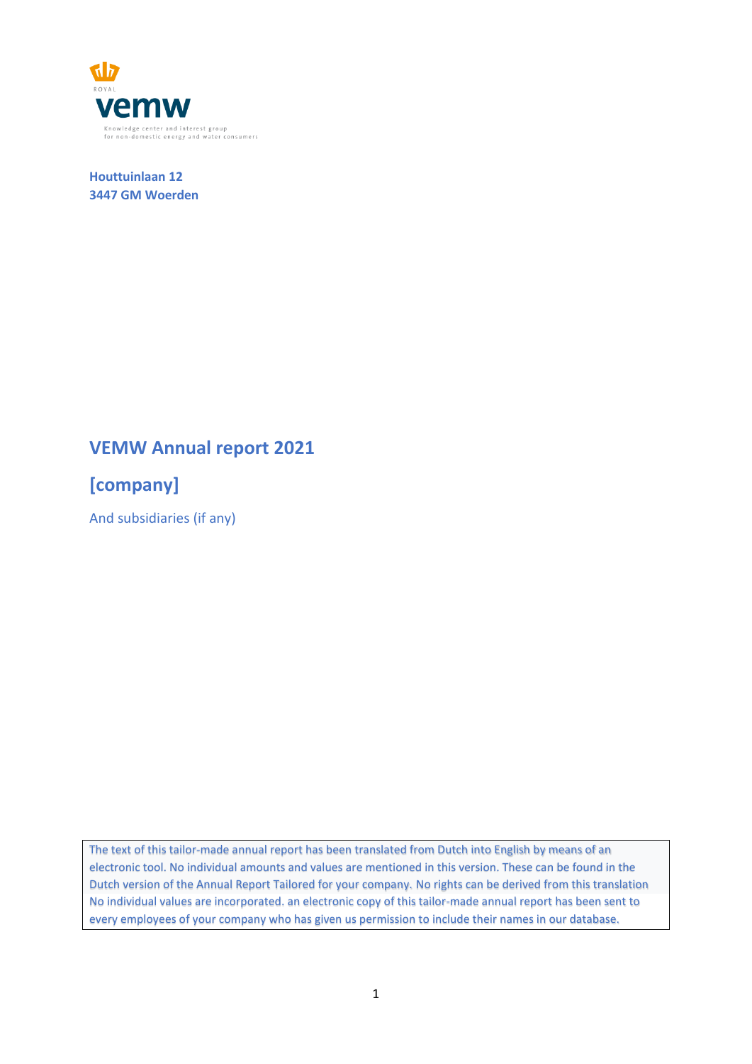ROYAL

vemw

Knowledge center and interest group
for non-domestic energy and water consumers

**Houttuinlaan 12**
**3447 GM Woerden**

# VEMW Annual report 2021

## [company]

And subsidiaries (if any)

The text of this tailor-made annual report has been translated from Dutch into English by means of an electronic tool. No individual amounts and values are mentioned in this version. These can be found in the Dutch version of the Annual Report Tailored for your company. No rights can be derived from this translation No individual values are incorporated. an electronic copy of this tailor-made annual report has been sent to every employees of your company who has given us permission to include their names in our database.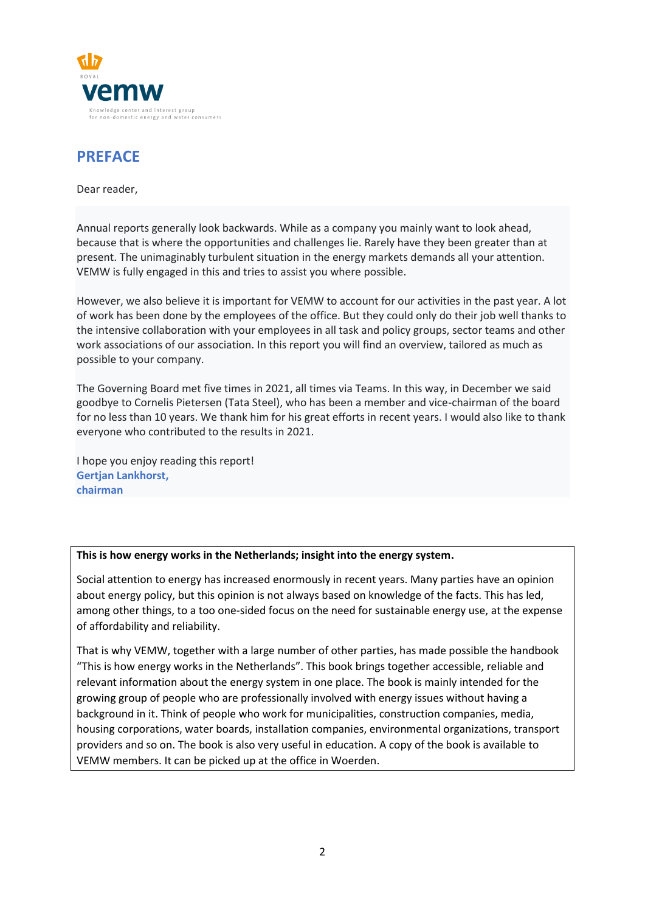ROYAL

**vemw**

Knowledge center and interest group for non-domestic energy and water consumers

# PREFACE

Dear reader,

Annual reports generally look backwards. While as a company you mainly want to look ahead, because that is where the opportunities and challenges lie. Rarely have they been greater than at present. The unimaginably turbulent situation in the energy markets demands all your attention. VEMW is fully engaged in this and tries to assist you where possible.

However, we also believe it is important for VEMW to account for our activities in the past year. A lot of work has been done by the employees of the office. But they could only do their job well thanks to the intensive collaboration with your employees in all task and policy groups, sector teams and other work associations of our association. In this report you will find an overview, tailored as much as possible to your company.

The Governing Board met five times in 2021, all times via Teams. In this way, in December we said goodbye to Cornelis Pietersen (Tata Steel), who has been a member and vice-chairman of the board for no less than 10 years. We thank him for his great efforts in recent years. I would also like to thank everyone who contributed to the results in 2021.

I hope you enjoy reading this report!
**Gertjan Lankhorst,**
**chairman**

**This is how energy works in the Netherlands; insight into the energy system.**

Social attention to energy has increased enormously in recent years. Many parties have an opinion about energy policy, but this opinion is not always based on knowledge of the facts. This has led, among other things, to a too one-sided focus on the need for sustainable energy use, at the expense of affordability and reliability.

That is why VEMW, together with a large number of other parties, has made possible the handbook "This is how energy works in the Netherlands". This book brings together accessible, reliable and relevant information about the energy system in one place. The book is mainly intended for the growing group of people who are professionally involved with energy issues without having a background in it. Think of people who work for municipalities, construction companies, media, housing corporations, water boards, installation companies, environmental organizations, transport providers and so on. The book is also very useful in education. A copy of the book is available to VEMW members. It can be picked up at the office in Woerden.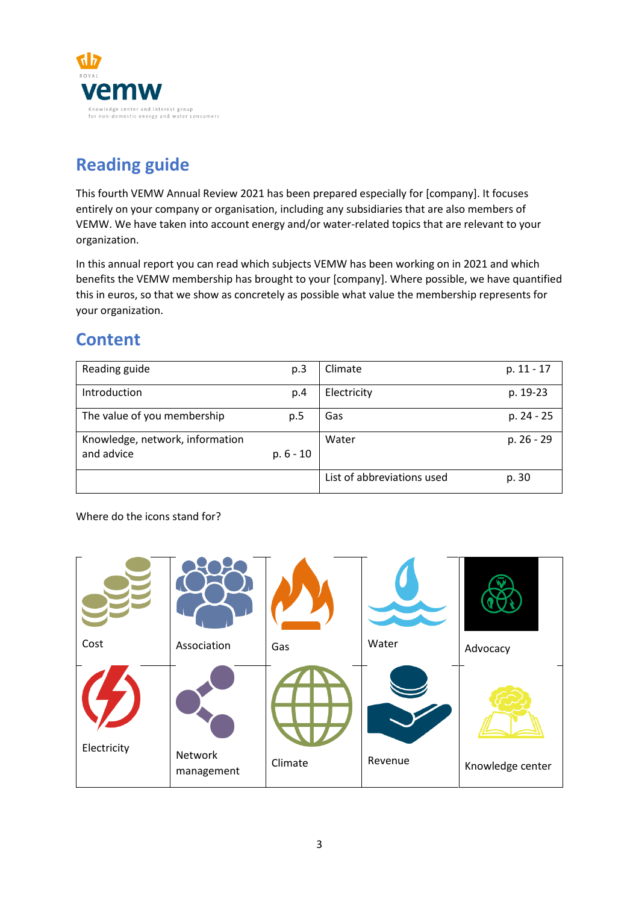# Reading guide

This fourth VEMW Annual Review 2021 has been prepared especially for [company]. It focuses entirely on your company or organisation, including any subsidiaries that are also members of VEMW. We have taken into account energy and/or water-related topics that are relevant to your organization.

In this annual report you can read which subjects VEMW has been working on in 2021 and which benefits the VEMW membership has brought to your [company]. Where possible, we have quantified this in euros, so that we show as concretely as possible what value the membership represents for your organization.

# Content

| | | | |
|---|---|---|---|
| Reading guide | p.3 | Climate | p. 11 - 17 |
| Introduction | p.4 | Electricity | p. 19-23 |
| The value of you membership | p.5 | Gas | p. 24 - 25 |
| Knowledge, network, information and advice | p. 6 - 10 | Water | p. 26 - 29 |
| | | List of abbreviations used | p. 30 |

Where do the icons stand for?

| | | | | |
|---|---|---|---|---|
| Cost | Association | Gas | Water | Advocacy |
| Electricity | Network management | Climate | Revenue | Knowledge center |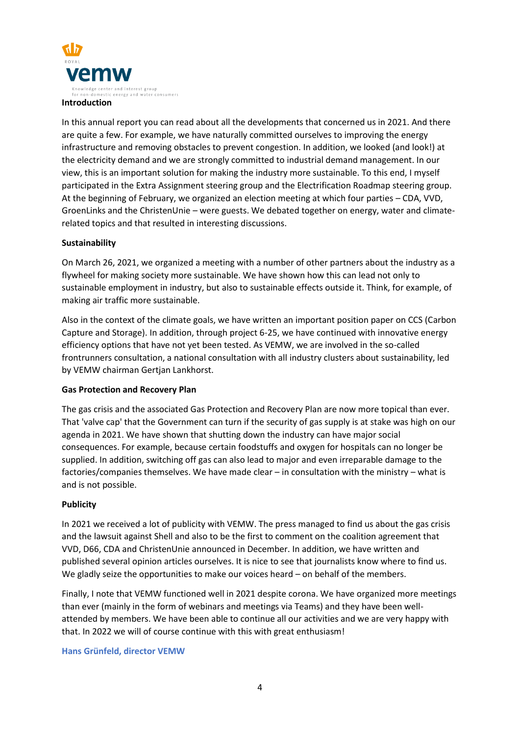## Introduction

In this annual report you can read about all the developments that concerned us in 2021. And there are quite a few. For example, we have naturally committed ourselves to improving the energy infrastructure and removing obstacles to prevent congestion. In addition, we looked (and look!) at the electricity demand and we are strongly committed to industrial demand management. In our view, this is an important solution for making the industry more sustainable. To this end, I myself participated in the Extra Assignment steering group and the Electrification Roadmap steering group. At the beginning of February, we organized an election meeting at which four parties – CDA, VVD, GroenLinks and the ChristenUnie – were guests. We debated together on energy, water and climate-related topics and that resulted in interesting discussions.

## Sustainability

On March 26, 2021, we organized a meeting with a number of other partners about the industry as a flywheel for making society more sustainable. We have shown how this can lead not only to sustainable employment in industry, but also to sustainable effects outside it. Think, for example, of making air traffic more sustainable.

Also in the context of the climate goals, we have written an important position paper on CCS (Carbon Capture and Storage). In addition, through project 6-25, we have continued with innovative energy efficiency options that have not yet been tested. As VEMW, we are involved in the so-called frontrunners consultation, a national consultation with all industry clusters about sustainability, led by VEMW chairman Gertjan Lankhorst.

## Gas Protection and Recovery Plan

The gas crisis and the associated Gas Protection and Recovery Plan are now more topical than ever. That 'valve cap' that the Government can turn if the security of gas supply is at stake was high on our agenda in 2021. We have shown that shutting down the industry can have major social consequences. For example, because certain foodstuffs and oxygen for hospitals can no longer be supplied. In addition, switching off gas can also lead to major and even irreparable damage to the factories/companies themselves. We have made clear – in consultation with the ministry – what is and is not possible.

## Publicity

In 2021 we received a lot of publicity with VEMW. The press managed to find us about the gas crisis and the lawsuit against Shell and also to be the first to comment on the coalition agreement that VVD, D66, CDA and ChristenUnie announced in December. In addition, we have written and published several opinion articles ourselves. It is nice to see that journalists know where to find us. We gladly seize the opportunities to make our voices heard – on behalf of the members.

Finally, I note that VEMW functioned well in 2021 despite corona. We have organized more meetings than ever (mainly in the form of webinars and meetings via Teams) and they have been well-attended by members. We have been able to continue all our activities and we are very happy with that. In 2022 we will of course continue with this with great enthusiasm!

**Hans Grünfeld, director VEMW**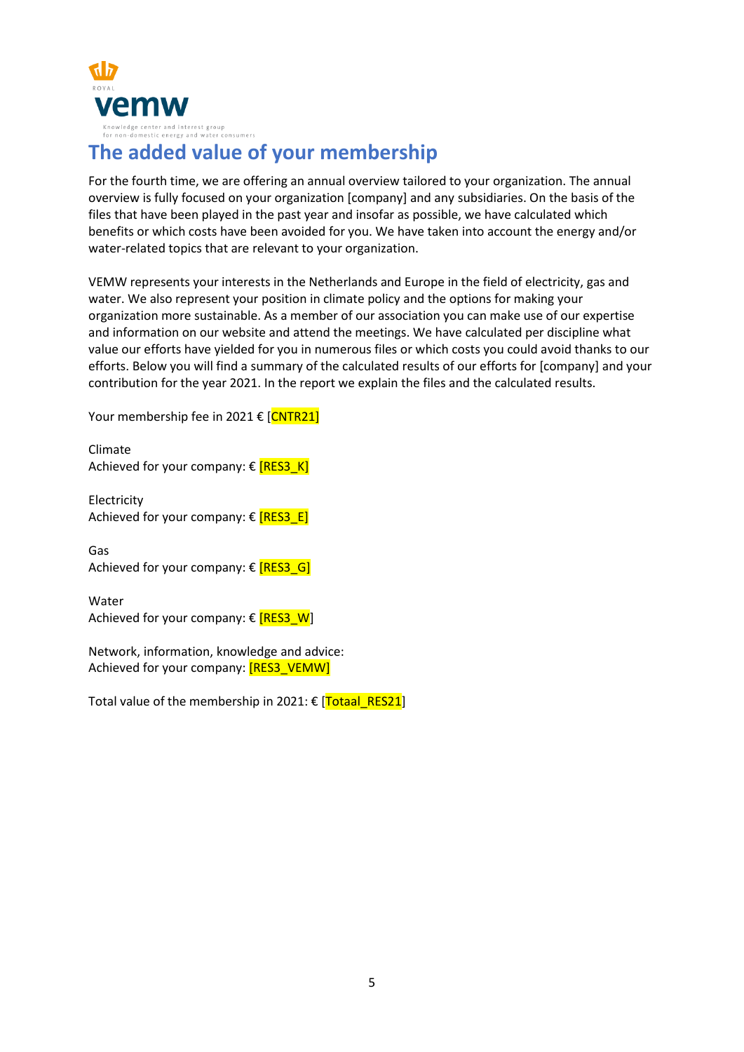ROYAL
vemw
Knowledge center and interest group for non-domestic energy and water consumers

# The added value of your membership

For the fourth time, we are offering an annual overview tailored to your organization. The annual overview is fully focused on your organization [company] and any subsidiaries. On the basis of the files that have been played in the past year and insofar as possible, we have calculated which benefits or which costs have been avoided for you. We have taken into account the energy and/or water-related topics that are relevant to your organization.

VEMW represents your interests in the Netherlands and Europe in the field of electricity, gas and water. We also represent your position in climate policy and the options for making your organization more sustainable. As a member of our association you can make use of our expertise and information on our website and attend the meetings. We have calculated per discipline what value our efforts have yielded for you in numerous files or which costs you could avoid thanks to our efforts. Below you will find a summary of the calculated results of our efforts for [company] and your contribution for the year 2021. In the report we explain the files and the calculated results.

Your membership fee in 2021 € [CNTR21]

Climate
Achieved for your company: € [RES3_K]

Electricity
Achieved for your company: € [RES3_E]

Gas
Achieved for your company: € [RES3_G]

Water
Achieved for your company: € [RES3_W]

Network, information, knowledge and advice:
Achieved for your company: [RES3_VEMW]

Total value of the membership in 2021: € [Totaal_RES21]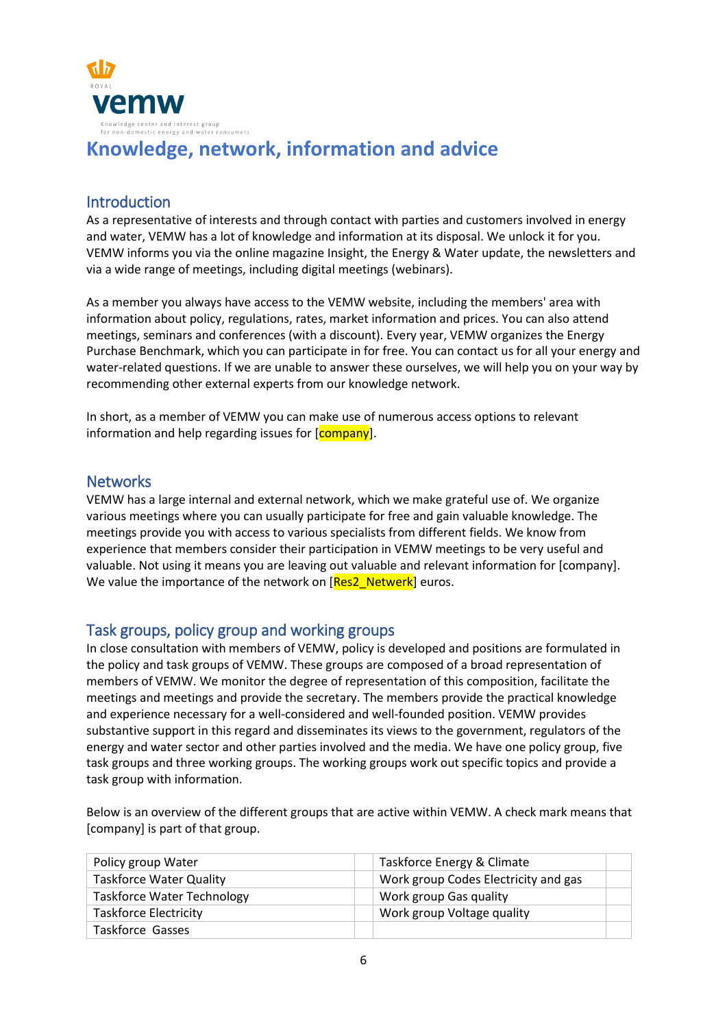ROYAL

**vemw**

Knowledge center and interest group
for non-domestic energy and water consumers

# Knowledge, network, information and advice

## Introduction

As a representative of interests and through contact with parties and customers involved in energy and water, VEMW has a lot of knowledge and information at its disposal. We unlock it for you. VEMW informs you via the online magazine Insight, the Energy & Water update, the newsletters and via a wide range of meetings, including digital meetings (webinars).

As a member you always have access to the VEMW website, including the members' area with information about policy, regulations, rates, market information and prices. You can also attend meetings, seminars and conferences (with a discount). Every year, VEMW organizes the Energy Purchase Benchmark, which you can participate in for free. You can contact us for all your energy and water-related questions. If we are unable to answer these questions ourselves, we will help you on your way by recommending other external experts from our knowledge network.

In short, as a member of VEMW you can make use of numerous access options to relevant information and help regarding issues for [company].

## Networks

VEMW has a large internal and external network, which we make grateful use of. We organize various meetings where you can usually participate for free and gain valuable knowledge. The meetings provide you with access to various specialists from different fields. We know from experience that members consider their participation in VEMW meetings to be very useful and valuable. Not using it means you are leaving out valuable and relevant information for [company]. We value the importance of the network on [Res2_Netwerk] euros.

## Task groups, policy group and working groups

In close consultation with members of VEMW, policy is developed and positions are formulated in the policy and task groups of VEMW. These groups are composed of a broad representation of members of VEMW. We monitor the degree of representation of this composition, facilitate the meetings and meetings and provide the secretary. The members provide the practical knowledge and experience necessary for a well-considered and well-founded position. VEMW provides substantive support in this regard and disseminates its views to the government, regulators of the energy and water sector and other parties involved and the media. We have one policy group, five task groups and three working groups. The working groups work out specific topics and provide a task group with information.

Below is an overview of the different groups that are active within VEMW. A check mark means that [company] is part of that group.

| | | | |
|---|---|---|---|
| Policy group Water | | Taskforce Energy & Climate | |
| Taskforce Water Quality | | Work group Codes Electricity and gas | |
| Taskforce Water Technology | | Work group Gas quality | |
| Taskforce Electricity | | Work group Voltage quality | |
| Taskforce Gasses | | | |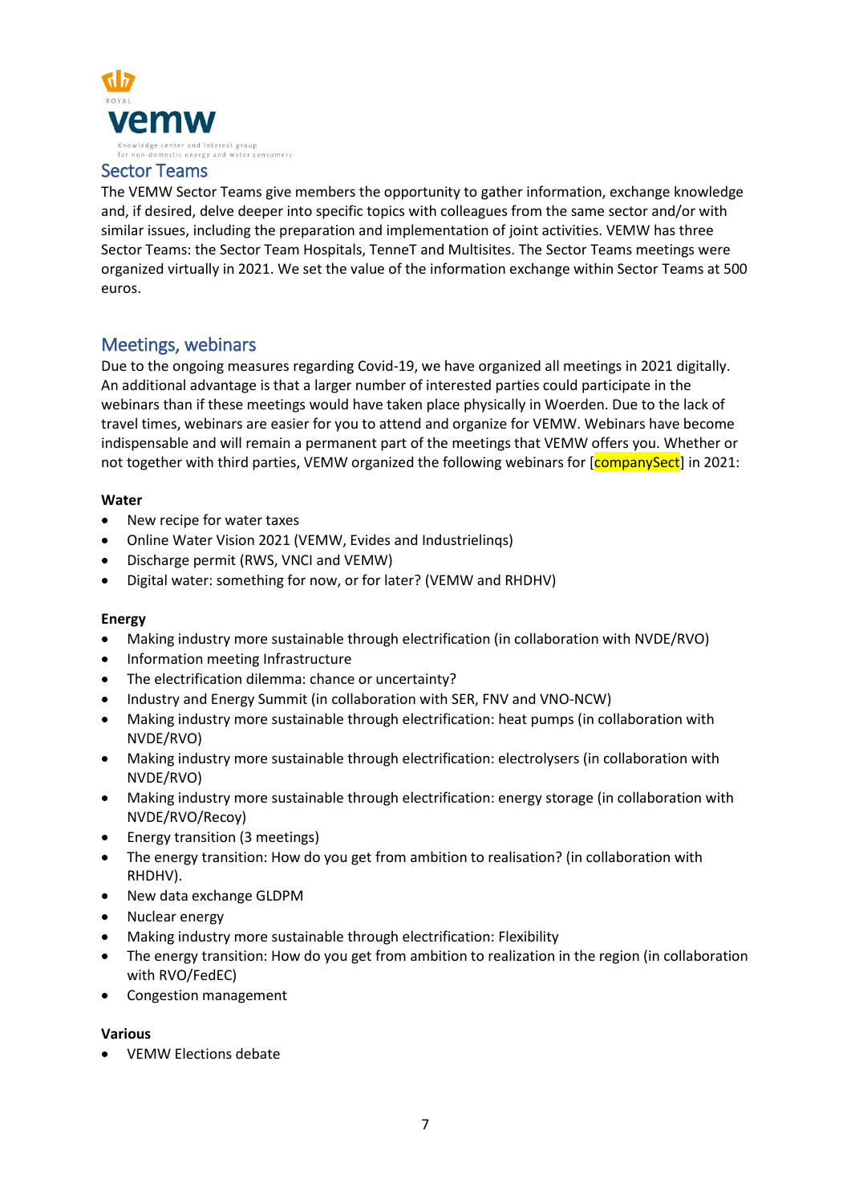## Sector Teams

The VEMW Sector Teams give members the opportunity to gather information, exchange knowledge and, if desired, delve deeper into specific topics with colleagues from the same sector and/or with similar issues, including the preparation and implementation of joint activities. VEMW has three Sector Teams: the Sector Team Hospitals, TenneT and Multisites. The Sector Teams meetings were organized virtually in 2021. We set the value of the information exchange within Sector Teams at 500 euros.

## Meetings, webinars

Due to the ongoing measures regarding Covid-19, we have organized all meetings in 2021 digitally. An additional advantage is that a larger number of interested parties could participate in the webinars than if these meetings would have taken place physically in Woerden. Due to the lack of travel times, webinars are easier for you to attend and organize for VEMW. Webinars have become indispensable and will remain a permanent part of the meetings that VEMW offers you. Whether or not together with third parties, VEMW organized the following webinars for [companySect] in 2021:

**Water**

- New recipe for water taxes
- Online Water Vision 2021 (VEMW, Evides and Industrielinqs)
- Discharge permit (RWS, VNCI and VEMW)
- Digital water: something for now, or for later? (VEMW and RHDHV)

**Energy**

- Making industry more sustainable through electrification (in collaboration with NVDE/RVO)
- Information meeting Infrastructure
- The electrification dilemma: chance or uncertainty?
- Industry and Energy Summit (in collaboration with SER, FNV and VNO-NCW)
- Making industry more sustainable through electrification: heat pumps (in collaboration with NVDE/RVO)
- Making industry more sustainable through electrification: electrolysers (in collaboration with NVDE/RVO)
- Making industry more sustainable through electrification: energy storage (in collaboration with NVDE/RVO/Recoy)
- Energy transition (3 meetings)
- The energy transition: How do you get from ambition to realisation? (in collaboration with RHDHV).
- New data exchange GLDPM
- Nuclear energy
- Making industry more sustainable through electrification: Flexibility
- The energy transition: How do you get from ambition to realization in the region (in collaboration with RVO/FedEC)
- Congestion management

**Various**

- VEMW Elections debate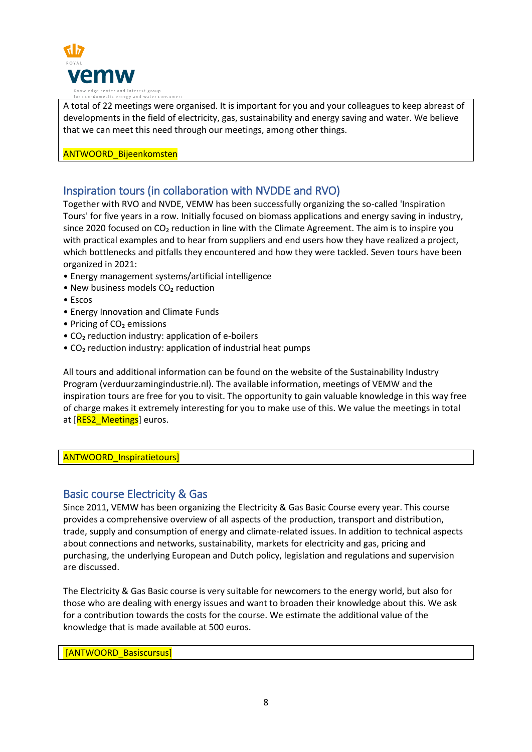A total of 22 meetings were organised. It is important for you and your colleagues to keep abreast of developments in the field of electricity, gas, sustainability and energy saving and water. We believe that we can meet this need through our meetings, among other things.

ANTWOORD_Bijeenkomsten

## Inspiration tours (in collaboration with NVDDE and RVO)

Together with RVO and NVDE, VEMW has been successfully organizing the so-called 'Inspiration Tours' for five years in a row. Initially focused on biomass applications and energy saving in industry, since 2020 focused on $CO_2$ reduction in line with the Climate Agreement. The aim is to inspire you with practical examples and to hear from suppliers and end users how they have realized a project, which bottlenecks and pitfalls they encountered and how they were tackled. Seven tours have been organized in 2021:

- Energy management systems/artificial intelligence
- New business models $CO_2$ reduction
- Escos
- Energy Innovation and Climate Funds
- Pricing of $CO_2$ emissions
- $CO_2$ reduction industry: application of e-boilers
- $CO_2$ reduction industry: application of industrial heat pumps

All tours and additional information can be found on the website of the Sustainability Industry Program (verduurzamingindustrie.nl). The available information, meetings of VEMW and the inspiration tours are free for you to visit. The opportunity to gain valuable knowledge in this way free of charge makes it extremely interesting for you to make use of this. We value the meetings in total at [RES2_Meetings] euros.

ANTWOORD_Inspiratietours]

## Basic course Electricity & Gas

Since 2011, VEMW has been organizing the Electricity & Gas Basic Course every year. This course provides a comprehensive overview of all aspects of the production, transport and distribution, trade, supply and consumption of energy and climate-related issues. In addition to technical aspects about connections and networks, sustainability, markets for electricity and gas, pricing and purchasing, the underlying European and Dutch policy, legislation and regulations and supervision are discussed.

The Electricity & Gas Basic course is very suitable for newcomers to the energy world, but also for those who are dealing with energy issues and want to broaden their knowledge about this. We ask for a contribution towards the costs for the course. We estimate the additional value of the knowledge that is made available at 500 euros.

[ANTWOORD_Basiscursus]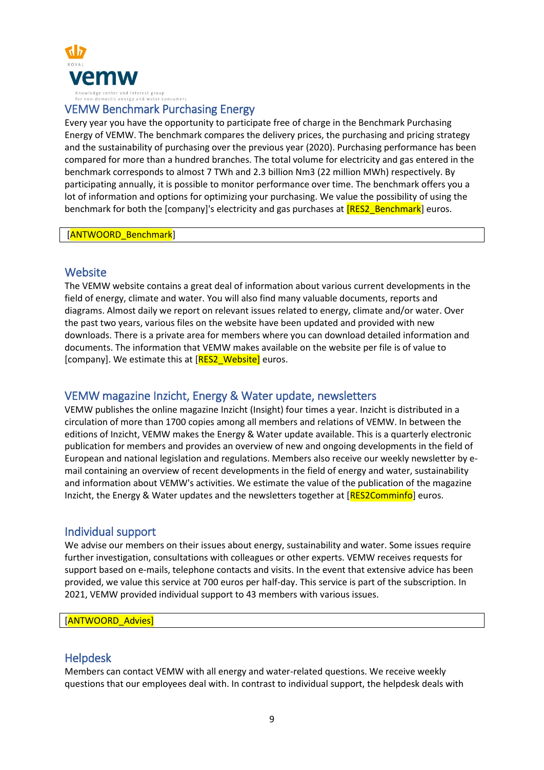ROYAL

vemw

Knowledge center and interest group
for non-domestic energy and water consumers

## VEMW Benchmark Purchasing Energy

Every year you have the opportunity to participate free of charge in the Benchmark Purchasing Energy of VEMW. The benchmark compares the delivery prices, the purchasing and pricing strategy and the sustainability of purchasing over the previous year (2020). Purchasing performance has been compared for more than a hundred branches. The total volume for electricity and gas entered in the benchmark corresponds to almost 7 TWh and 2.3 billion Nm3 (22 million MWh) respectively. By participating annually, it is possible to monitor performance over time. The benchmark offers you a lot of information and options for optimizing your purchasing. We value the possibility of using the benchmark for both the [company]'s electricity and gas purchases at [RES2_Benchmark] euros.

| [ANTWOORD_Benchmark] |
|---|

## Website

The VEMW website contains a great deal of information about various current developments in the field of energy, climate and water. You will also find many valuable documents, reports and diagrams. Almost daily we report on relevant issues related to energy, climate and/or water. Over the past two years, various files on the website have been updated and provided with new downloads. There is a private area for members where you can download detailed information and documents. The information that VEMW makes available on the website per file is of value to [company]. We estimate this at [RES2_Website] euros.

## VEMW magazine Inzicht, Energy & Water update, newsletters

VEMW publishes the online magazine Inzicht (Insight) four times a year. Inzicht is distributed in a circulation of more than 1700 copies among all members and relations of VEMW. In between the editions of Inzicht, VEMW makes the Energy & Water update available. This is a quarterly electronic publication for members and provides an overview of new and ongoing developments in the field of European and national legislation and regulations. Members also receive our weekly newsletter by e-mail containing an overview of recent developments in the field of energy and water, sustainability and information about VEMW's activities. We estimate the value of the publication of the magazine Inzicht, the Energy & Water updates and the newsletters together at [RES2Comminfo] euros.

## Individual support

We advise our members on their issues about energy, sustainability and water. Some issues require further investigation, consultations with colleagues or other experts. VEMW receives requests for support based on e-mails, telephone contacts and visits. In the event that extensive advice has been provided, we value this service at 700 euros per half-day. This service is part of the subscription. In 2021, VEMW provided individual support to 43 members with various issues.

| [ANTWOORD_Advies] |
|---|

## Helpdesk

Members can contact VEMW with all energy and water-related questions. We receive weekly questions that our employees deal with. In contrast to individual support, the helpdesk deals with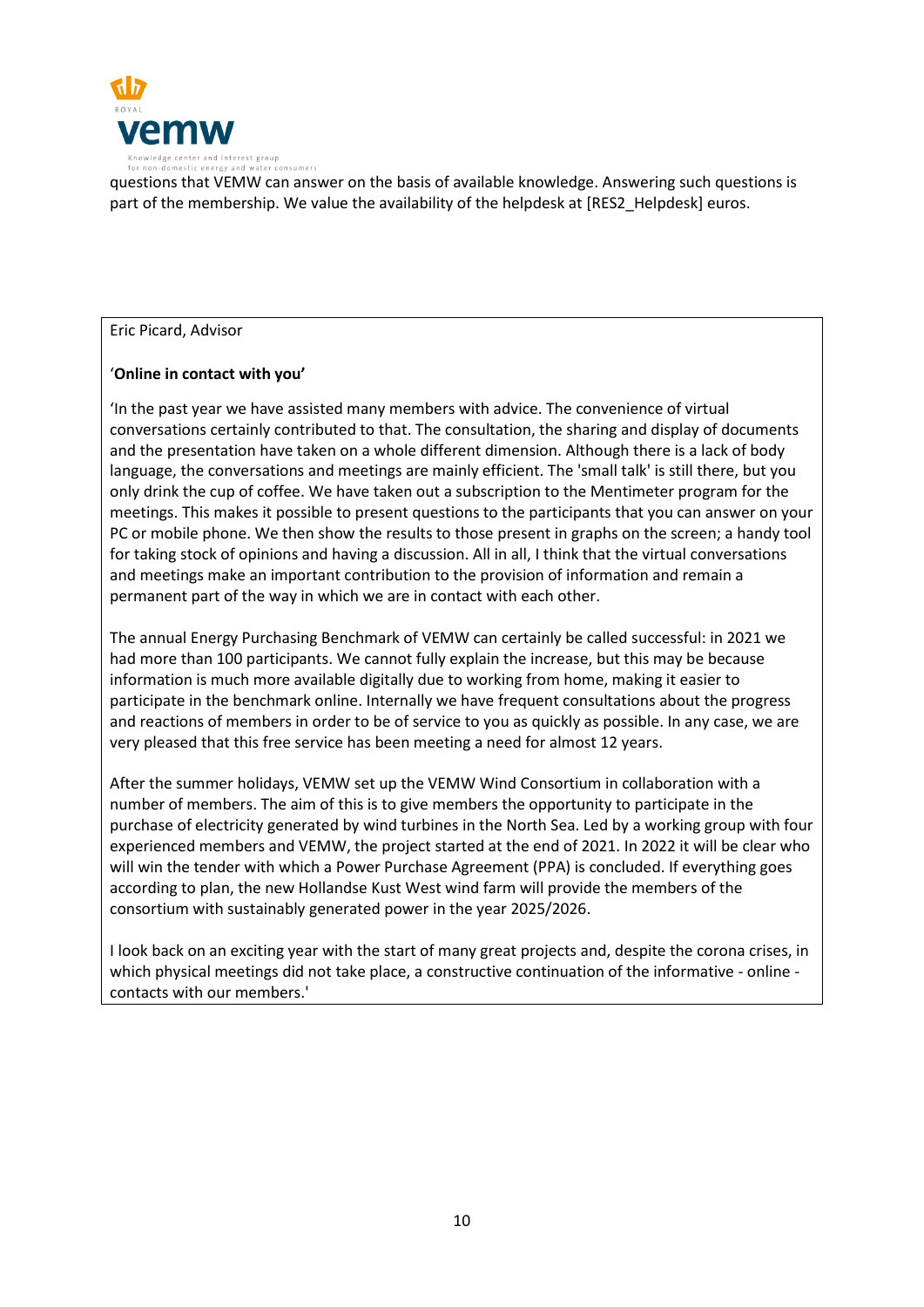questions that VEMW can answer on the basis of available knowledge. Answering such questions is part of the membership. We value the availability of the helpdesk at [RES2_Helpdesk] euros.

Eric Picard, Advisor

'**Online in contact with you'**

'In the past year we have assisted many members with advice. The convenience of virtual conversations certainly contributed to that. The consultation, the sharing and display of documents and the presentation have taken on a whole different dimension. Although there is a lack of body language, the conversations and meetings are mainly efficient. The 'small talk' is still there, but you only drink the cup of coffee. We have taken out a subscription to the Mentimeter program for the meetings. This makes it possible to present questions to the participants that you can answer on your PC or mobile phone. We then show the results to those present in graphs on the screen; a handy tool for taking stock of opinions and having a discussion. All in all, I think that the virtual conversations and meetings make an important contribution to the provision of information and remain a permanent part of the way in which we are in contact with each other.

The annual Energy Purchasing Benchmark of VEMW can certainly be called successful: in 2021 we had more than 100 participants. We cannot fully explain the increase, but this may be because information is much more available digitally due to working from home, making it easier to participate in the benchmark online. Internally we have frequent consultations about the progress and reactions of members in order to be of service to you as quickly as possible. In any case, we are very pleased that this free service has been meeting a need for almost 12 years.

After the summer holidays, VEMW set up the VEMW Wind Consortium in collaboration with a number of members. The aim of this is to give members the opportunity to participate in the purchase of electricity generated by wind turbines in the North Sea. Led by a working group with four experienced members and VEMW, the project started at the end of 2021. In 2022 it will be clear who will win the tender with which a Power Purchase Agreement (PPA) is concluded. If everything goes according to plan, the new Hollandse Kust West wind farm will provide the members of the consortium with sustainably generated power in the year 2025/2026.

I look back on an exciting year with the start of many great projects and, despite the corona crises, in which physical meetings did not take place, a constructive continuation of the informative - online - contacts with our members.'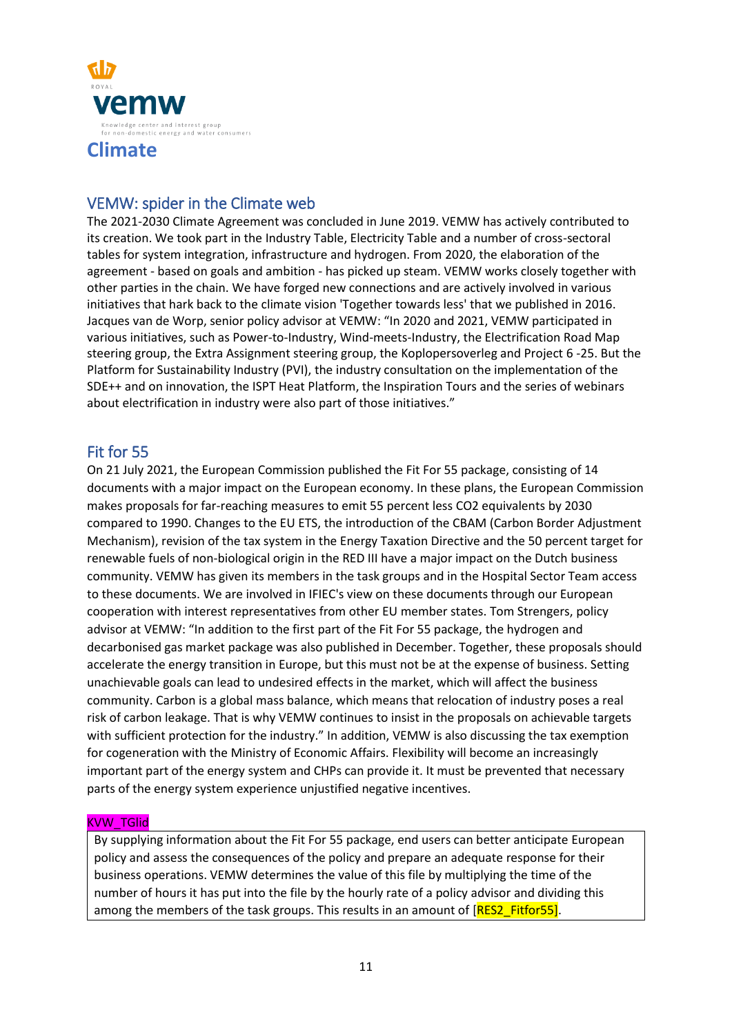ROYAL

vemw

Knowledge center and interest group
for non-domestic energy and water consumers

# Climate

## VEMW: spider in the Climate web

The 2021-2030 Climate Agreement was concluded in June 2019. VEMW has actively contributed to its creation. We took part in the Industry Table, Electricity Table and a number of cross-sectoral tables for system integration, infrastructure and hydrogen. From 2020, the elaboration of the agreement - based on goals and ambition - has picked up steam. VEMW works closely together with other parties in the chain. We have forged new connections and are actively involved in various initiatives that hark back to the climate vision 'Together towards less' that we published in 2016. Jacques van de Worp, senior policy advisor at VEMW: "In 2020 and 2021, VEMW participated in various initiatives, such as Power-to-Industry, Wind-meets-Industry, the Electrification Road Map steering group, the Extra Assignment steering group, the Koplopersoverleg and Project 6 -25. But the Platform for Sustainability Industry (PVI), the industry consultation on the implementation of the SDE++ and on innovation, the ISPT Heat Platform, the Inspiration Tours and the series of webinars about electrification in industry were also part of those initiatives."

## Fit for 55

On 21 July 2021, the European Commission published the Fit For 55 package, consisting of 14 documents with a major impact on the European economy. In these plans, the European Commission makes proposals for far-reaching measures to emit 55 percent less CO2 equivalents by 2030 compared to 1990. Changes to the EU ETS, the introduction of the CBAM (Carbon Border Adjustment Mechanism), revision of the tax system in the Energy Taxation Directive and the 50 percent target for renewable fuels of non-biological origin in the RED III have a major impact on the Dutch business community. VEMW has given its members in the task groups and in the Hospital Sector Team access to these documents. We are involved in IFIEC's view on these documents through our European cooperation with interest representatives from other EU member states. Tom Strengers, policy advisor at VEMW: "In addition to the first part of the Fit For 55 package, the hydrogen and decarbonised gas market package was also published in December. Together, these proposals should accelerate the energy transition in Europe, but this must not be at the expense of business. Setting unachievable goals can lead to undesired effects in the market, which will affect the business community. Carbon is a global mass balance, which means that relocation of industry poses a real risk of carbon leakage. That is why VEMW continues to insist in the proposals on achievable targets with sufficient protection for the industry." In addition, VEMW is also discussing the tax exemption for cogeneration with the Ministry of Economic Affairs. Flexibility will become an increasingly important part of the energy system and CHPs can provide it. It must be prevented that necessary parts of the energy system experience unjustified negative incentives.

KVW_TGlid

By supplying information about the Fit For 55 package, end users can better anticipate European policy and assess the consequences of the policy and prepare an adequate response for their business operations. VEMW determines the value of this file by multiplying the time of the number of hours it has put into the file by the hourly rate of a policy advisor and dividing this among the members of the task groups. This results in an amount of [RES2_Fitfor55].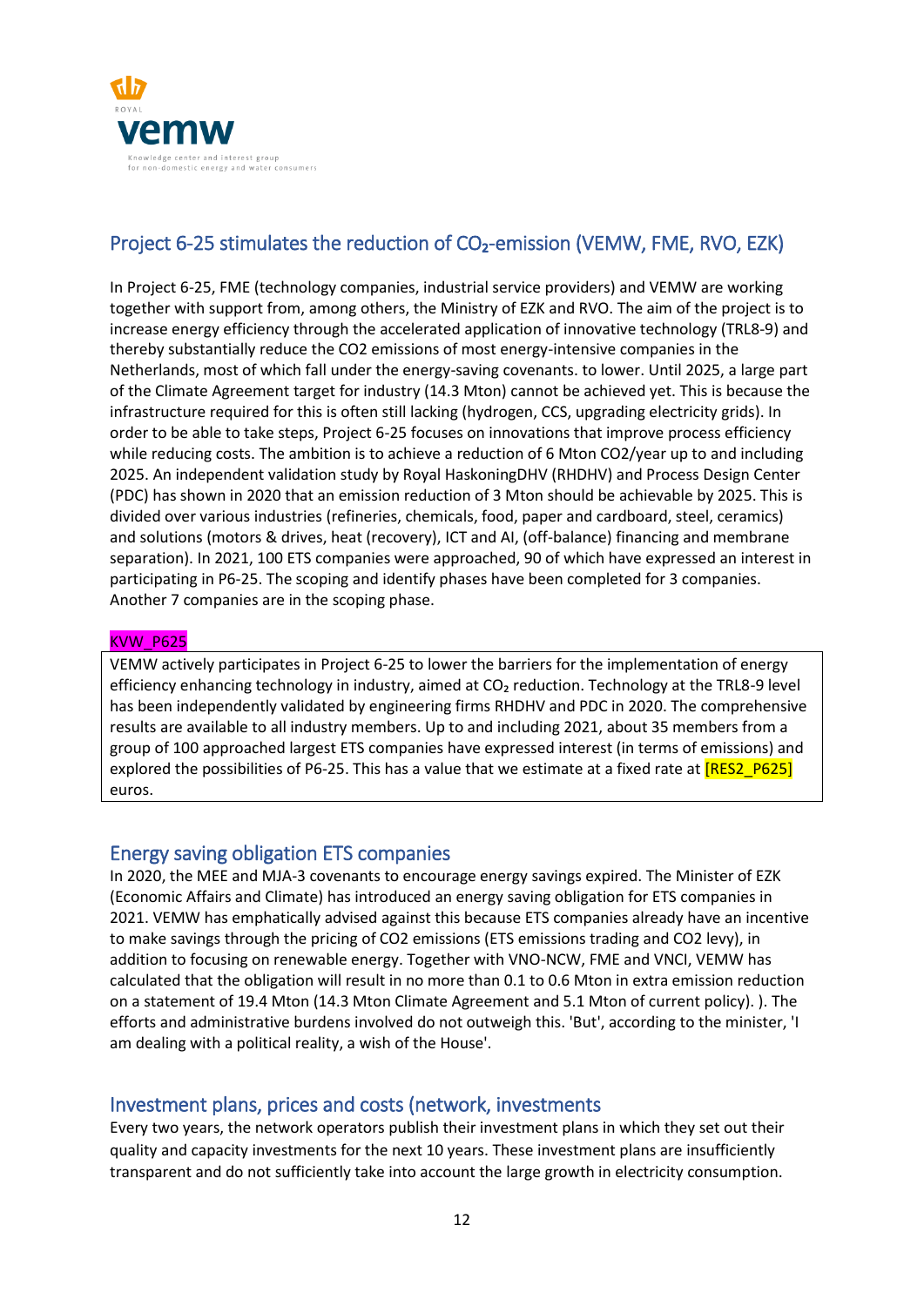## Project 6-25 stimulates the reduction of $CO_2$-emission (VEMW, FME, RVO, EZK)

In Project 6-25, FME (technology companies, industrial service providers) and VEMW are working together with support from, among others, the Ministry of EZK and RVO. The aim of the project is to increase energy efficiency through the accelerated application of innovative technology (TRL8-9) and thereby substantially reduce the CO2 emissions of most energy-intensive companies in the Netherlands, most of which fall under the energy-saving covenants. to lower. Until 2025, a large part of the Climate Agreement target for industry (14.3 Mton) cannot be achieved yet. This is because the infrastructure required for this is often still lacking (hydrogen, CCS, upgrading electricity grids). In order to be able to take steps, Project 6-25 focuses on innovations that improve process efficiency while reducing costs. The ambition is to achieve a reduction of 6 Mton CO2/year up to and including 2025. An independent validation study by Royal HaskoningDHV (RHDHV) and Process Design Center (PDC) has shown in 2020 that an emission reduction of 3 Mton should be achievable by 2025. This is divided over various industries (refineries, chemicals, food, paper and cardboard, steel, ceramics) and solutions (motors & drives, heat (recovery), ICT and AI, (off-balance) financing and membrane separation). In 2021, 100 ETS companies were approached, 90 of which have expressed an interest in participating in P6-25. The scoping and identify phases have been completed for 3 companies. Another 7 companies are in the scoping phase.

KVW_P625

VEMW actively participates in Project 6-25 to lower the barriers for the implementation of energy efficiency enhancing technology in industry, aimed at $CO_2$ reduction. Technology at the TRL8-9 level has been independently validated by engineering firms RHDHV and PDC in 2020. The comprehensive results are available to all industry members. Up to and including 2021, about 35 members from a group of 100 approached largest ETS companies have expressed interest (in terms of emissions) and explored the possibilities of P6-25. This has a value that we estimate at a fixed rate at [RES2_P625] euros.

## Energy saving obligation ETS companies

In 2020, the MEE and MJA-3 covenants to encourage energy savings expired. The Minister of EZK (Economic Affairs and Climate) has introduced an energy saving obligation for ETS companies in 2021. VEMW has emphatically advised against this because ETS companies already have an incentive to make savings through the pricing of CO2 emissions (ETS emissions trading and CO2 levy), in addition to focusing on renewable energy. Together with VNO-NCW, FME and VNCI, VEMW has calculated that the obligation will result in no more than 0.1 to 0.6 Mton in extra emission reduction on a statement of 19.4 Mton (14.3 Mton Climate Agreement and 5.1 Mton of current policy). ). The efforts and administrative burdens involved do not outweigh this. 'But', according to the minister, 'I am dealing with a political reality, a wish of the House'.

## Investment plans, prices and costs (network, investments

Every two years, the network operators publish their investment plans in which they set out their quality and capacity investments for the next 10 years. These investment plans are insufficiently transparent and do not sufficiently take into account the large growth in electricity consumption.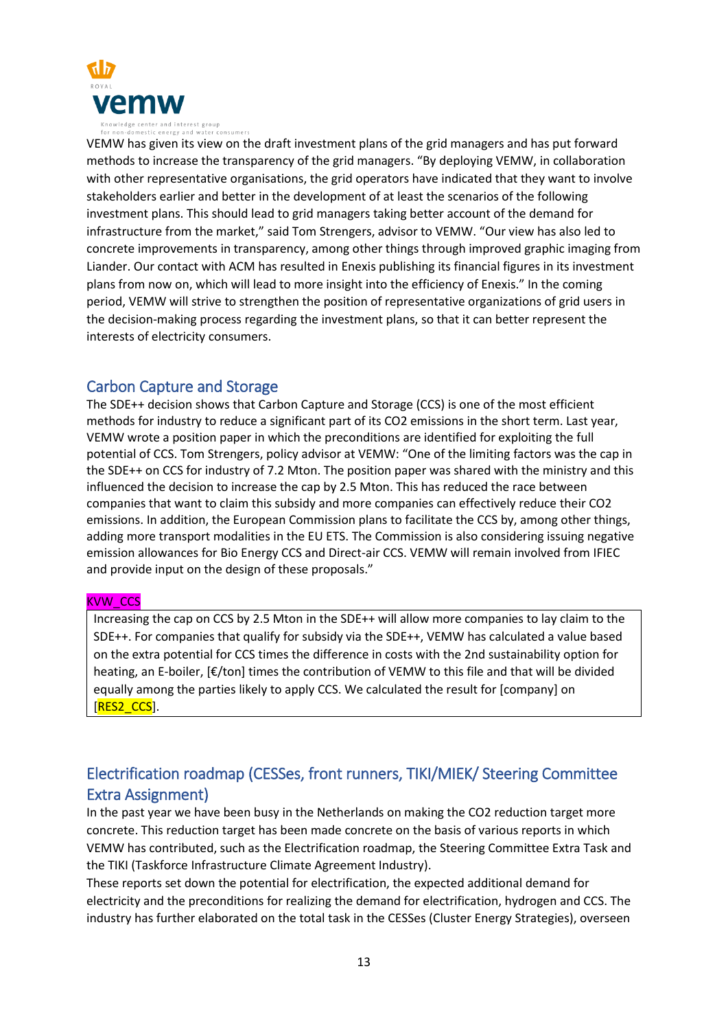VEMW has given its view on the draft investment plans of the grid managers and has put forward methods to increase the transparency of the grid managers. "By deploying VEMW, in collaboration with other representative organisations, the grid operators have indicated that they want to involve stakeholders earlier and better in the development of at least the scenarios of the following investment plans. This should lead to grid managers taking better account of the demand for infrastructure from the market," said Tom Strengers, advisor to VEMW. "Our view has also led to concrete improvements in transparency, among other things through improved graphic imaging from Liander. Our contact with ACM has resulted in Enexis publishing its financial figures in its investment plans from now on, which will lead to more insight into the efficiency of Enexis." In the coming period, VEMW will strive to strengthen the position of representative organizations of grid users in the decision-making process regarding the investment plans, so that it can better represent the interests of electricity consumers.

## Carbon Capture and Storage

The SDE++ decision shows that Carbon Capture and Storage (CCS) is one of the most efficient methods for industry to reduce a significant part of its $CO_2$ emissions in the short term. Last year, VEMW wrote a position paper in which the preconditions are identified for exploiting the full potential of CCS. Tom Strengers, policy advisor at VEMW: "One of the limiting factors was the cap in the SDE++ on CCS for industry of 7.2 Mton. The position paper was shared with the ministry and this influenced the decision to increase the cap by 2.5 Mton. This has reduced the race between companies that want to claim this subsidy and more companies can effectively reduce their $CO_2$ emissions. In addition, the European Commission plans to facilitate the CCS by, among other things, adding more transport modalities in the EU ETS. The Commission is also considering issuing negative emission allowances for Bio Energy CCS and Direct-air CCS. VEMW will remain involved from IFIEC and provide input on the design of these proposals."

KVW_CCS

> Increasing the cap on CCS by 2.5 Mton in the SDE++ will allow more companies to lay claim to the SDE++. For companies that qualify for subsidy via the SDE++, VEMW has calculated a value based on the extra potential for CCS times the difference in costs with the 2nd sustainability option for heating, an E-boiler, [€/ton] times the contribution of VEMW to this file and that will be divided equally among the parties likely to apply CCS. We calculated the result for [company] on [RES2_CCS].

## Electrification roadmap (CESSes, front runners, TIKI/MIEK/ Steering Committee Extra Assignment)

In the past year we have been busy in the Netherlands on making the $CO_2$ reduction target more concrete. This reduction target has been made concrete on the basis of various reports in which VEMW has contributed, such as the Electrification roadmap, the Steering Committee Extra Task and the TIKI (Taskforce Infrastructure Climate Agreement Industry).

These reports set down the potential for electrification, the expected additional demand for electricity and the preconditions for realizing the demand for electrification, hydrogen and CCS. The industry has further elaborated on the total task in the CESSes (Cluster Energy Strategies), overseen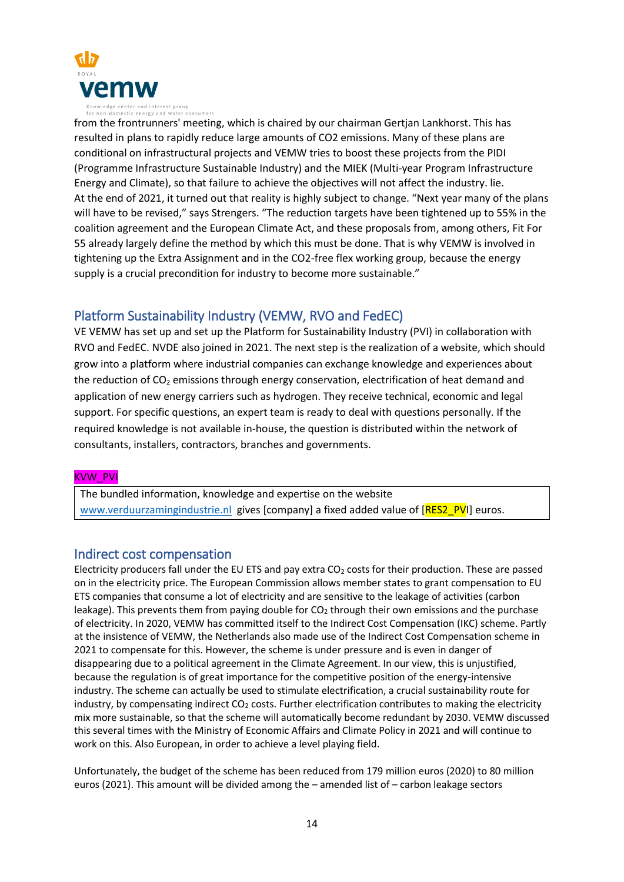from the frontrunners' meeting, which is chaired by our chairman Gertjan Lankhorst. This has resulted in plans to rapidly reduce large amounts of CO2 emissions. Many of these plans are conditional on infrastructural projects and VEMW tries to boost these projects from the PIDI (Programme Infrastructure Sustainable Industry) and the MIEK (Multi-year Program Infrastructure Energy and Climate), so that failure to achieve the objectives will not affect the industry. lie.
At the end of 2021, it turned out that reality is highly subject to change. "Next year many of the plans will have to be revised," says Strengers. "The reduction targets have been tightened up to 55% in the coalition agreement and the European Climate Act, and these proposals from, among others, Fit For 55 already largely define the method by which this must be done. That is why VEMW is involved in tightening up the Extra Assignment and in the CO2-free flex working group, because the energy supply is a crucial precondition for industry to become more sustainable."

## Platform Sustainability Industry (VEMW, RVO and FedEC)

VE VEMW has set up and set up the Platform for Sustainability Industry (PVI) in collaboration with RVO and FedEC. NVDE also joined in 2021. The next step is the realization of a website, which should grow into a platform where industrial companies can exchange knowledge and experiences about the reduction of $CO_2$ emissions through energy conservation, electrification of heat demand and application of new energy carriers such as hydrogen. They receive technical, economic and legal support. For specific questions, an expert team is ready to deal with questions personally. If the required knowledge is not available in-house, the question is distributed within the network of consultants, installers, contractors, branches and governments.

KVW_PVI

| The bundled information, knowledge and expertise on the website www.verduurzamingindustrie.nl gives [company] a fixed added value of [RES2_PVI] euros. |
|---|

## Indirect cost compensation

Electricity producers fall under the EU ETS and pay extra $CO_2$ costs for their production. These are passed on in the electricity price. The European Commission allows member states to grant compensation to EU ETS companies that consume a lot of electricity and are sensitive to the leakage of activities (carbon leakage). This prevents them from paying double for $CO_2$ through their own emissions and the purchase of electricity. In 2020, VEMW has committed itself to the Indirect Cost Compensation (IKC) scheme. Partly at the insistence of VEMW, the Netherlands also made use of the Indirect Cost Compensation scheme in 2021 to compensate for this. However, the scheme is under pressure and is even in danger of disappearing due to a political agreement in the Climate Agreement. In our view, this is unjustified, because the regulation is of great importance for the competitive position of the energy-intensive industry. The scheme can actually be used to stimulate electrification, a crucial sustainability route for industry, by compensating indirect $CO_2$ costs. Further electrification contributes to making the electricity mix more sustainable, so that the scheme will automatically become redundant by 2030. VEMW discussed this several times with the Ministry of Economic Affairs and Climate Policy in 2021 and will continue to work on this. Also European, in order to achieve a level playing field.

Unfortunately, the budget of the scheme has been reduced from 179 million euros (2020) to 80 million euros (2021). This amount will be divided among the – amended list of – carbon leakage sectors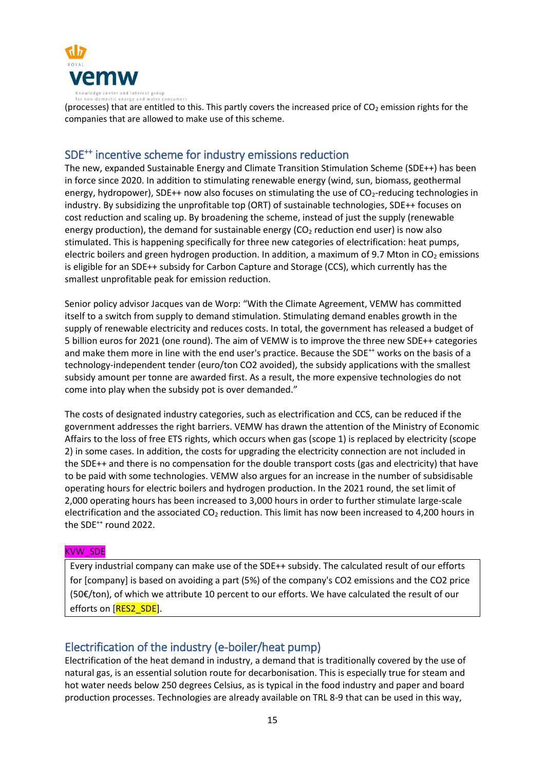(processes) that are entitled to this. This partly covers the increased price of $CO_2$ emission rights for the companies that are allowed to make use of this scheme.

## SDE$^{++}$ incentive scheme for industry emissions reduction

The new, expanded Sustainable Energy and Climate Transition Stimulation Scheme (SDE++) has been in force since 2020. In addition to stimulating renewable energy (wind, sun, biomass, geothermal energy, hydropower), SDE++ now also focuses on stimulating the use of $CO_2$-reducing technologies in industry. By subsidizing the unprofitable top (ORT) of sustainable technologies, SDE++ focuses on cost reduction and scaling up. By broadening the scheme, instead of just the supply (renewable energy production), the demand for sustainable energy ($CO_2$ reduction end user) is now also stimulated. This is happening specifically for three new categories of electrification: heat pumps, electric boilers and green hydrogen production. In addition, a maximum of 9.7 Mton in $CO_2$ emissions is eligible for an SDE++ subsidy for Carbon Capture and Storage (CCS), which currently has the smallest unprofitable peak for emission reduction.

Senior policy advisor Jacques van de Worp: "With the Climate Agreement, VEMW has committed itself to a switch from supply to demand stimulation. Stimulating demand enables growth in the supply of renewable electricity and reduces costs. In total, the government has released a budget of 5 billion euros for 2021 (one round). The aim of VEMW is to improve the three new SDE++ categories and make them more in line with the end user's practice. Because the SDE$^{++}$ works on the basis of a technology-independent tender (euro/ton CO2 avoided), the subsidy applications with the smallest subsidy amount per tonne are awarded first. As a result, the more expensive technologies do not come into play when the subsidy pot is over demanded."

The costs of designated industry categories, such as electrification and CCS, can be reduced if the government addresses the right barriers. VEMW has drawn the attention of the Ministry of Economic Affairs to the loss of free ETS rights, which occurs when gas (scope 1) is replaced by electricity (scope 2) in some cases. In addition, the costs for upgrading the electricity connection are not included in the SDE++ and there is no compensation for the double transport costs (gas and electricity) that have to be paid with some technologies. VEMW also argues for an increase in the number of subsidisable operating hours for electric boilers and hydrogen production. In the 2021 round, the set limit of 2,000 operating hours has been increased to 3,000 hours in order to further stimulate large-scale electrification and the associated $CO_2$ reduction. This limit has now been increased to 4,200 hours in the SDE$^{++}$ round 2022.

KVW_SDE

> Every industrial company can make use of the SDE++ subsidy. The calculated result of our efforts for [company] is based on avoiding a part (5%) of the company's CO2 emissions and the CO2 price (50€/ton), of which we attribute 10 percent to our efforts. We have calculated the result of our efforts on [RES2_SDE].

## Electrification of the industry (e-boiler/heat pump)

Electrification of the heat demand in industry, a demand that is traditionally covered by the use of natural gas, is an essential solution route for decarbonisation. This is especially true for steam and hot water needs below 250 degrees Celsius, as is typical in the food industry and paper and board production processes. Technologies are already available on TRL 8-9 that can be used in this way,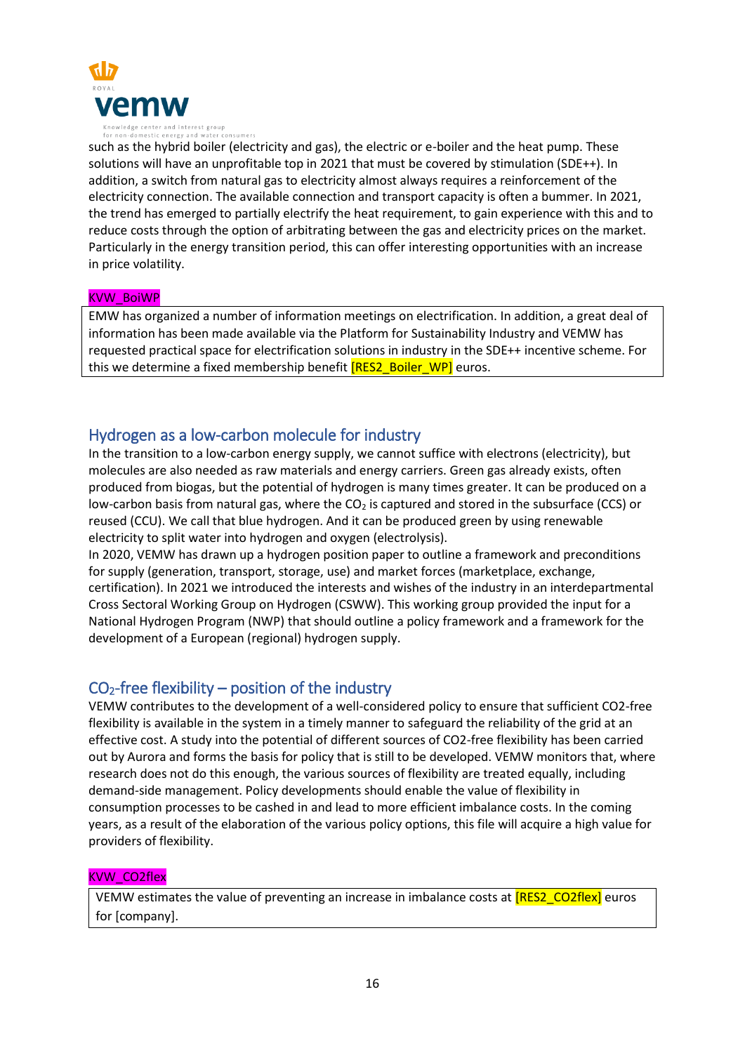such as the hybrid boiler (electricity and gas), the electric or e-boiler and the heat pump. These solutions will have an unprofitable top in 2021 that must be covered by stimulation (SDE++). In addition, a switch from natural gas to electricity almost always requires a reinforcement of the electricity connection. The available connection and transport capacity is often a bummer. In 2021, the trend has emerged to partially electrify the heat requirement, to gain experience with this and to reduce costs through the option of arbitrating between the gas and electricity prices on the market. Particularly in the energy transition period, this can offer interesting opportunities with an increase in price volatility.

KVW_BoiWP

| EMW has organized a number of information meetings on electrification. In addition, a great deal of information has been made available via the Platform for Sustainability Industry and VEMW has requested practical space for electrification solutions in industry in the SDE++ incentive scheme. For this we determine a fixed membership benefit [RES2_Boiler_WP] euros. |
|---|

## Hydrogen as a low-carbon molecule for industry

In the transition to a low-carbon energy supply, we cannot suffice with electrons (electricity), but molecules are also needed as raw materials and energy carriers. Green gas already exists, often produced from biogas, but the potential of hydrogen is many times greater. It can be produced on a low-carbon basis from natural gas, where the $CO_2$ is captured and stored in the subsurface (CCS) or reused (CCU). We call that blue hydrogen. And it can be produced green by using renewable electricity to split water into hydrogen and oxygen (electrolysis).

In 2020, VEMW has drawn up a hydrogen position paper to outline a framework and preconditions for supply (generation, transport, storage, use) and market forces (marketplace, exchange, certification). In 2021 we introduced the interests and wishes of the industry in an interdepartmental Cross Sectoral Working Group on Hydrogen (CSWW). This working group provided the input for a National Hydrogen Program (NWP) that should outline a policy framework and a framework for the development of a European (regional) hydrogen supply.

## $CO_2$-free flexibility – position of the industry

VEMW contributes to the development of a well-considered policy to ensure that sufficient CO2-free flexibility is available in the system in a timely manner to safeguard the reliability of the grid at an effective cost. A study into the potential of different sources of CO2-free flexibility has been carried out by Aurora and forms the basis for policy that is still to be developed. VEMW monitors that, where research does not do this enough, the various sources of flexibility are treated equally, including demand-side management. Policy developments should enable the value of flexibility in consumption processes to be cashed in and lead to more efficient imbalance costs. In the coming years, as a result of the elaboration of the various policy options, this file will acquire a high value for providers of flexibility.

KVW_CO2flex

| VEMW estimates the value of preventing an increase in imbalance costs at [RES2_CO2flex] euros for [company]. |
|---|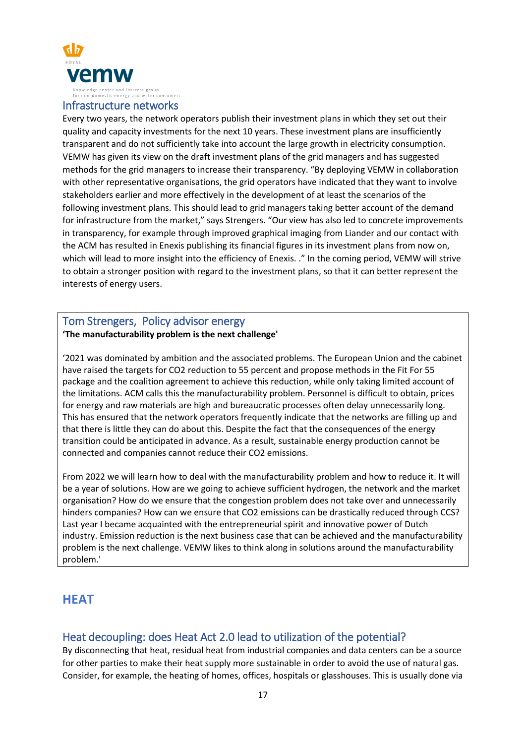## Infrastructure networks

Every two years, the network operators publish their investment plans in which they set out their quality and capacity investments for the next 10 years. These investment plans are insufficiently transparent and do not sufficiently take into account the large growth in electricity consumption. VEMW has given its view on the draft investment plans of the grid managers and has suggested methods for the grid managers to increase their transparency. "By deploying VEMW in collaboration with other representative organisations, the grid operators have indicated that they want to involve stakeholders earlier and more effectively in the development of at least the scenarios of the following investment plans. This should lead to grid managers taking better account of the demand for infrastructure from the market," says Strengers. "Our view has also led to concrete improvements in transparency, for example through improved graphical imaging from Liander and our contact with the ACM has resulted in Enexis publishing its financial figures in its investment plans from now on, which will lead to more insight into the efficiency of Enexis. ." In the coming period, VEMW will strive to obtain a stronger position with regard to the investment plans, so that it can better represent the interests of energy users.

### Tom Strengers, Policy advisor energy

**'The manufacturability problem is the next challenge'**

'2021 was dominated by ambition and the associated problems. The European Union and the cabinet have raised the targets for $CO_2$ reduction to 55 percent and propose methods in the Fit For 55 package and the coalition agreement to achieve this reduction, while only taking limited account of the limitations. ACM calls this the manufacturability problem. Personnel is difficult to obtain, prices for energy and raw materials are high and bureaucratic processes often delay unnecessarily long. This has ensured that the network operators frequently indicate that the networks are filling up and that there is little they can do about this. Despite the fact that the consequences of the energy transition could be anticipated in advance. As a result, sustainable energy production cannot be connected and companies cannot reduce their $CO_2$ emissions.

From 2022 we will learn how to deal with the manufacturability problem and how to reduce it. It will be a year of solutions. How are we going to achieve sufficient hydrogen, the network and the market organisation? How do we ensure that the congestion problem does not take over and unnecessarily hinders companies? How can we ensure that $CO_2$ emissions can be drastically reduced through CCS? Last year I became acquainted with the entrepreneurial spirit and innovative power of Dutch industry. Emission reduction is the next business case that can be achieved and the manufacturability problem is the next challenge. VEMW likes to think along in solutions around the manufacturability problem.'

# HEAT

## Heat decoupling: does Heat Act 2.0 lead to utilization of the potential?

By disconnecting that heat, residual heat from industrial companies and data centers can be a source for other parties to make their heat supply more sustainable in order to avoid the use of natural gas. Consider, for example, the heating of homes, offices, hospitals or glasshouses. This is usually done via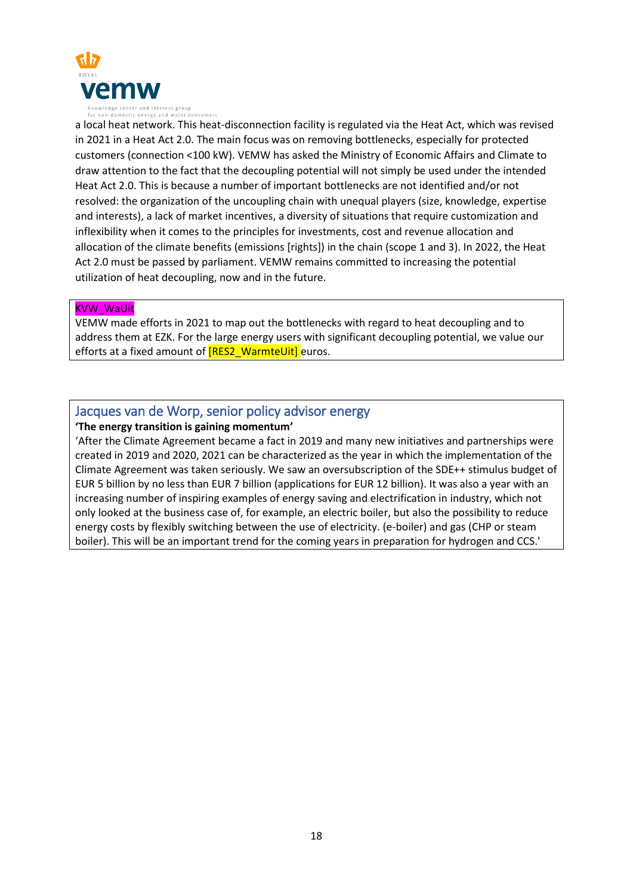a local heat network. This heat-disconnection facility is regulated via the Heat Act, which was revised in 2021 in a Heat Act 2.0. The main focus was on removing bottlenecks, especially for protected customers (connection <100 kW). VEMW has asked the Ministry of Economic Affairs and Climate to draw attention to the fact that the decoupling potential will not simply be used under the intended Heat Act 2.0. This is because a number of important bottlenecks are not identified and/or not resolved: the organization of the uncoupling chain with unequal players (size, knowledge, expertise and interests), a lack of market incentives, a diversity of situations that require customization and inflexibility when it comes to the principles for investments, cost and revenue allocation and allocation of the climate benefits (emissions [rights]) in the chain (scope 1 and 3). In 2022, the Heat Act 2.0 must be passed by parliament. VEMW remains committed to increasing the potential utilization of heat decoupling, now and in the future.

KVW_WaUit

VEMW made efforts in 2021 to map out the bottlenecks with regard to heat decoupling and to address them at EZK. For the large energy users with significant decoupling potential, we value our efforts at a fixed amount of [RES2_WarmteUit] euros.

## Jacques van de Worp, senior policy advisor energy

**'The energy transition is gaining momentum'**

'After the Climate Agreement became a fact in 2019 and many new initiatives and partnerships were created in 2019 and 2020, 2021 can be characterized as the year in which the implementation of the Climate Agreement was taken seriously. We saw an oversubscription of the SDE++ stimulus budget of EUR 5 billion by no less than EUR 7 billion (applications for EUR 12 billion). It was also a year with an increasing number of inspiring examples of energy saving and electrification in industry, which not only looked at the business case of, for example, an electric boiler, but also the possibility to reduce energy costs by flexibly switching between the use of electricity. (e-boiler) and gas (CHP or steam boiler). This will be an important trend for the coming years in preparation for hydrogen and CCS.'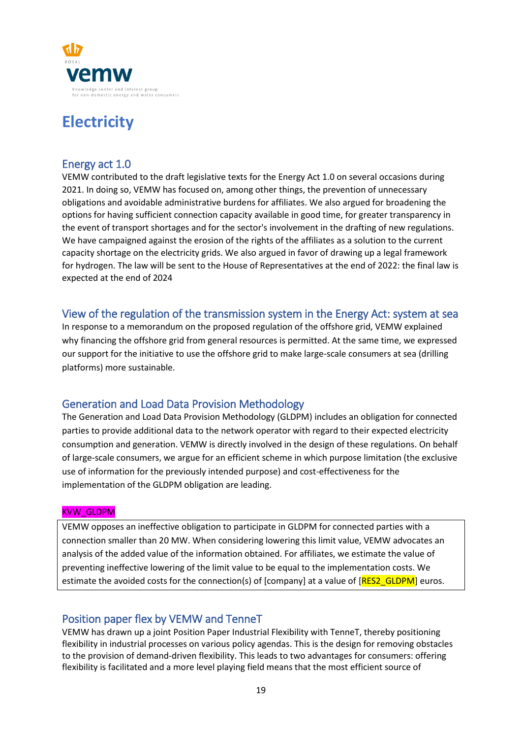ROYAL

vemw

Knowledge center and interest group for non-domestic energy and water consumers

# Electricity

## Energy act 1.0

VEMW contributed to the draft legislative texts for the Energy Act 1.0 on several occasions during 2021. In doing so, VEMW has focused on, among other things, the prevention of unnecessary obligations and avoidable administrative burdens for affiliates. We also argued for broadening the options for having sufficient connection capacity available in good time, for greater transparency in the event of transport shortages and for the sector's involvement in the drafting of new regulations. We have campaigned against the erosion of the rights of the affiliates as a solution to the current capacity shortage on the electricity grids. We also argued in favor of drawing up a legal framework for hydrogen. The law will be sent to the House of Representatives at the end of 2022: the final law is expected at the end of 2024

## View of the regulation of the transmission system in the Energy Act: system at sea

In response to a memorandum on the proposed regulation of the offshore grid, VEMW explained why financing the offshore grid from general resources is permitted. At the same time, we expressed our support for the initiative to use the offshore grid to make large-scale consumers at sea (drilling platforms) more sustainable.

## Generation and Load Data Provision Methodology

The Generation and Load Data Provision Methodology (GLDPM) includes an obligation for connected parties to provide additional data to the network operator with regard to their expected electricity consumption and generation. VEMW is directly involved in the design of these regulations. On behalf of large-scale consumers, we argue for an efficient scheme in which purpose limitation (the exclusive use of information for the previously intended purpose) and cost-effectiveness for the implementation of the GLDPM obligation are leading.

KVW_GLDPM

VEMW opposes an ineffective obligation to participate in GLDPM for connected parties with a connection smaller than 20 MW. When considering lowering this limit value, VEMW advocates an analysis of the added value of the information obtained. For affiliates, we estimate the value of preventing ineffective lowering of the limit value to be equal to the implementation costs. We estimate the avoided costs for the connection(s) of [company] at a value of [RES2_GLDPM] euros.

## Position paper flex by VEMW and TenneT

VEMW has drawn up a joint Position Paper Industrial Flexibility with TenneT, thereby positioning flexibility in industrial processes on various policy agendas. This is the design for removing obstacles to the provision of demand-driven flexibility. This leads to two advantages for consumers: offering flexibility is facilitated and a more level playing field means that the most efficient source of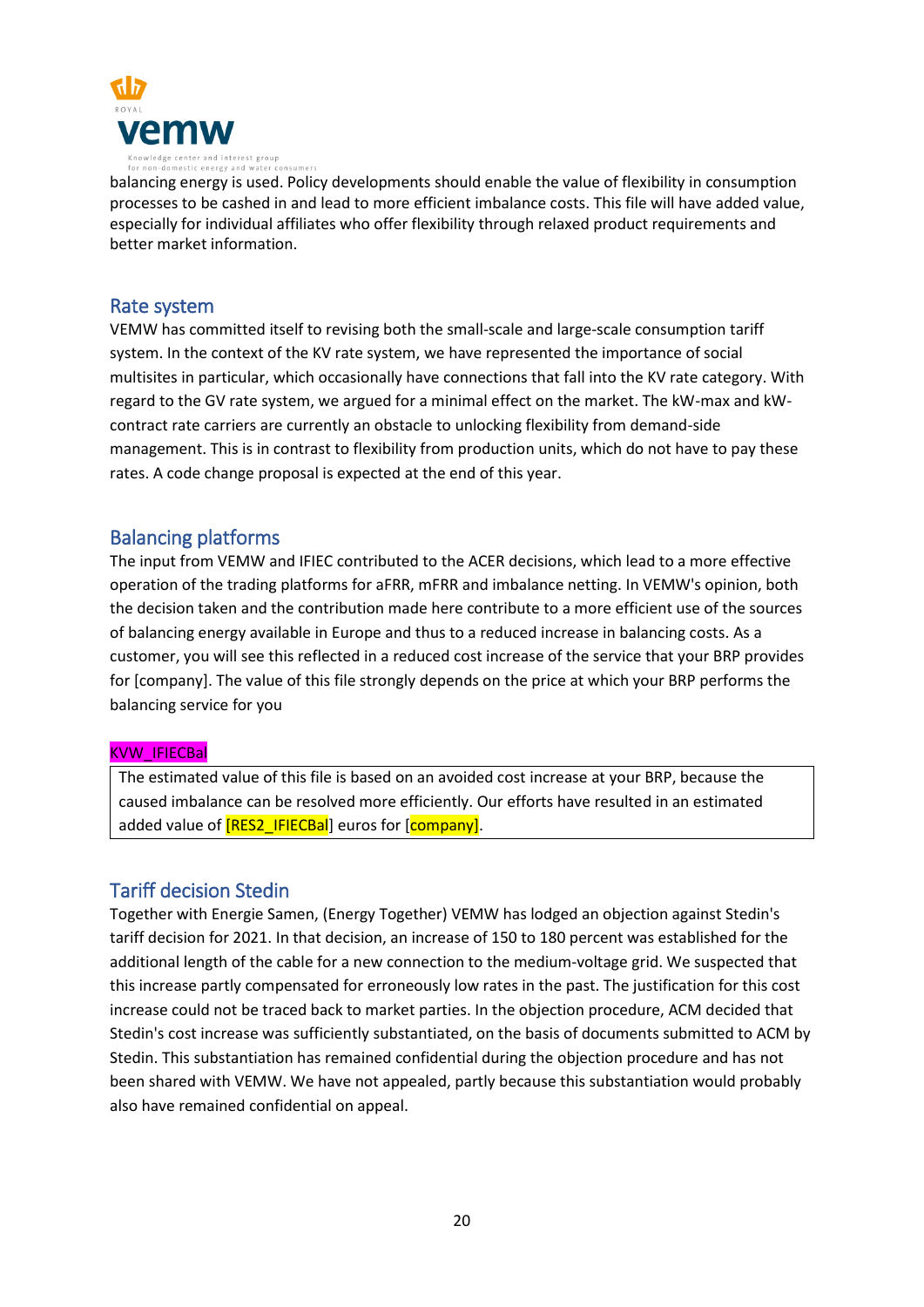balancing energy is used. Policy developments should enable the value of flexibility in consumption processes to be cashed in and lead to more efficient imbalance costs. This file will have added value, especially for individual affiliates who offer flexibility through relaxed product requirements and better market information.

## Rate system

VEMW has committed itself to revising both the small-scale and large-scale consumption tariff system. In the context of the KV rate system, we have represented the importance of social multisites in particular, which occasionally have connections that fall into the KV rate category. With regard to the GV rate system, we argued for a minimal effect on the market. The kW-max and kW-contract rate carriers are currently an obstacle to unlocking flexibility from demand-side management. This is in contrast to flexibility from production units, which do not have to pay these rates. A code change proposal is expected at the end of this year.

## Balancing platforms

The input from VEMW and IFIEC contributed to the ACER decisions, which lead to a more effective operation of the trading platforms for aFRR, mFRR and imbalance netting. In VEMW's opinion, both the decision taken and the contribution made here contribute to a more efficient use of the sources of balancing energy available in Europe and thus to a reduced increase in balancing costs. As a customer, you will see this reflected in a reduced cost increase of the service that your BRP provides for [company]. The value of this file strongly depends on the price at which your BRP performs the balancing service for you

KVW_IFIECBal

| The estimated value of this file is based on an avoided cost increase at your BRP, because the caused imbalance can be resolved more efficiently. Our efforts have resulted in an estimated added value of [RES2_IFIECBal] euros for [company]. |
| --- |

## Tariff decision Stedin

Together with Energie Samen, (Energy Together) VEMW has lodged an objection against Stedin's tariff decision for 2021. In that decision, an increase of 150 to 180 percent was established for the additional length of the cable for a new connection to the medium-voltage grid. We suspected that this increase partly compensated for erroneously low rates in the past. The justification for this cost increase could not be traced back to market parties. In the objection procedure, ACM decided that Stedin's cost increase was sufficiently substantiated, on the basis of documents submitted to ACM by Stedin. This substantiation has remained confidential during the objection procedure and has not been shared with VEMW. We have not appealed, partly because this substantiation would probably also have remained confidential on appeal.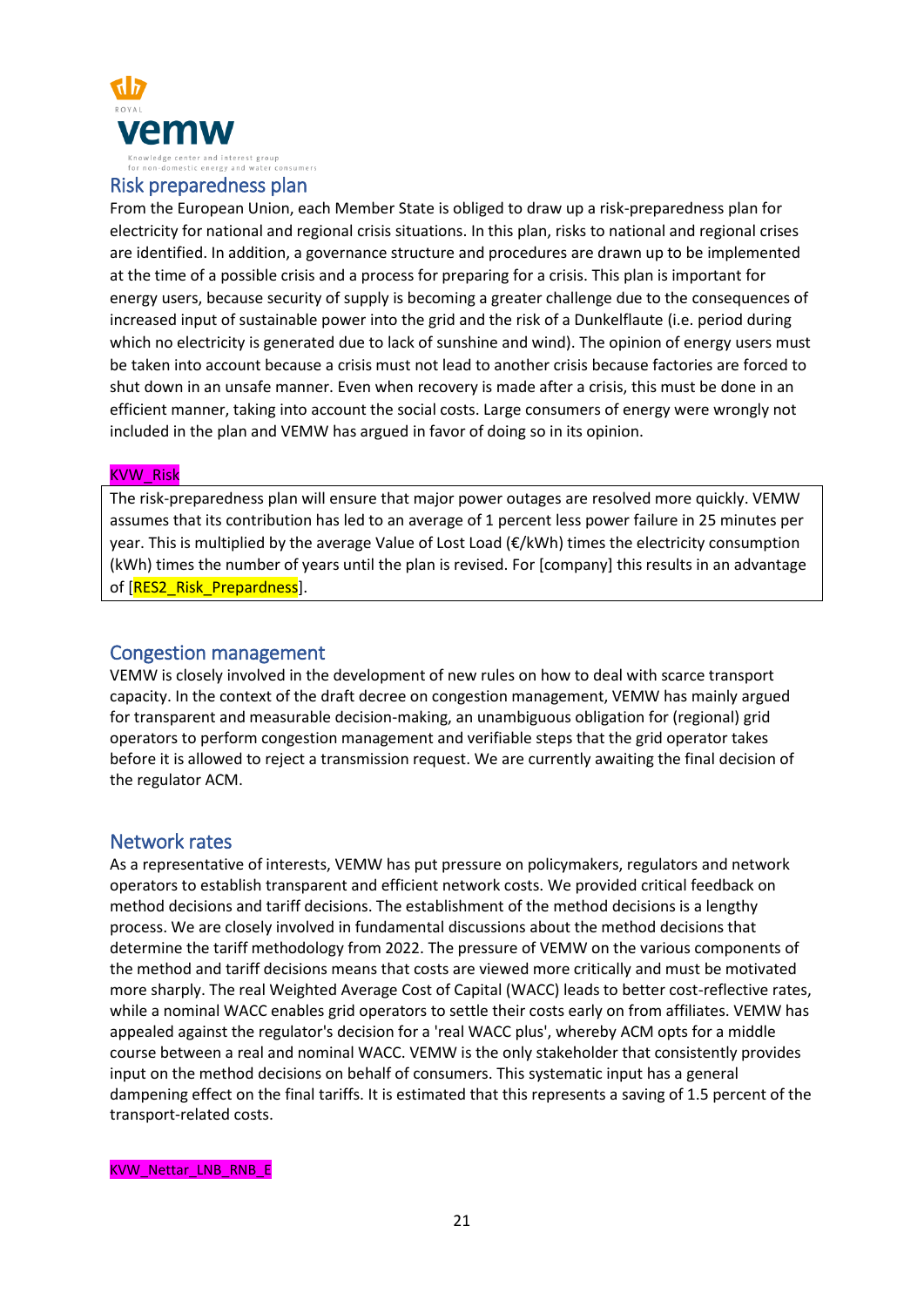## Risk preparedness plan

From the European Union, each Member State is obliged to draw up a risk-preparedness plan for electricity for national and regional crisis situations. In this plan, risks to national and regional crises are identified. In addition, a governance structure and procedures are drawn up to be implemented at the time of a possible crisis and a process for preparing for a crisis. This plan is important for energy users, because security of supply is becoming a greater challenge due to the consequences of increased input of sustainable power into the grid and the risk of a Dunkelflaute (i.e. period during which no electricity is generated due to lack of sunshine and wind). The opinion of energy users must be taken into account because a crisis must not lead to another crisis because factories are forced to shut down in an unsafe manner. Even when recovery is made after a crisis, this must be done in an efficient manner, taking into account the social costs. Large consumers of energy were wrongly not included in the plan and VEMW has argued in favor of doing so in its opinion.

KVW_Risk

| The risk-preparedness plan will ensure that major power outages are resolved more quickly. VEMW assumes that its contribution has led to an average of 1 percent less power failure in 25 minutes per year. This is multiplied by the average Value of Lost Load (€/kWh) times the electricity consumption (kWh) times the number of years until the plan is revised. For [company] this results in an advantage of [RES2_Risk_Prepardness]. |
|---|

## Congestion management

VEMW is closely involved in the development of new rules on how to deal with scarce transport capacity. In the context of the draft decree on congestion management, VEMW has mainly argued for transparent and measurable decision-making, an unambiguous obligation for (regional) grid operators to perform congestion management and verifiable steps that the grid operator takes before it is allowed to reject a transmission request. We are currently awaiting the final decision of the regulator ACM.

## Network rates

As a representative of interests, VEMW has put pressure on policymakers, regulators and network operators to establish transparent and efficient network costs. We provided critical feedback on method decisions and tariff decisions. The establishment of the method decisions is a lengthy process. We are closely involved in fundamental discussions about the method decisions that determine the tariff methodology from 2022. The pressure of VEMW on the various components of the method and tariff decisions means that costs are viewed more critically and must be motivated more sharply. The real Weighted Average Cost of Capital (WACC) leads to better cost-reflective rates, while a nominal WACC enables grid operators to settle their costs early on from affiliates. VEMW has appealed against the regulator's decision for a 'real WACC plus', whereby ACM opts for a middle course between a real and nominal WACC. VEMW is the only stakeholder that consistently provides input on the method decisions on behalf of consumers. This systematic input has a general dampening effect on the final tariffs. It is estimated that this represents a saving of 1.5 percent of the transport-related costs.

KVW_Nettar_LNB_RNB_E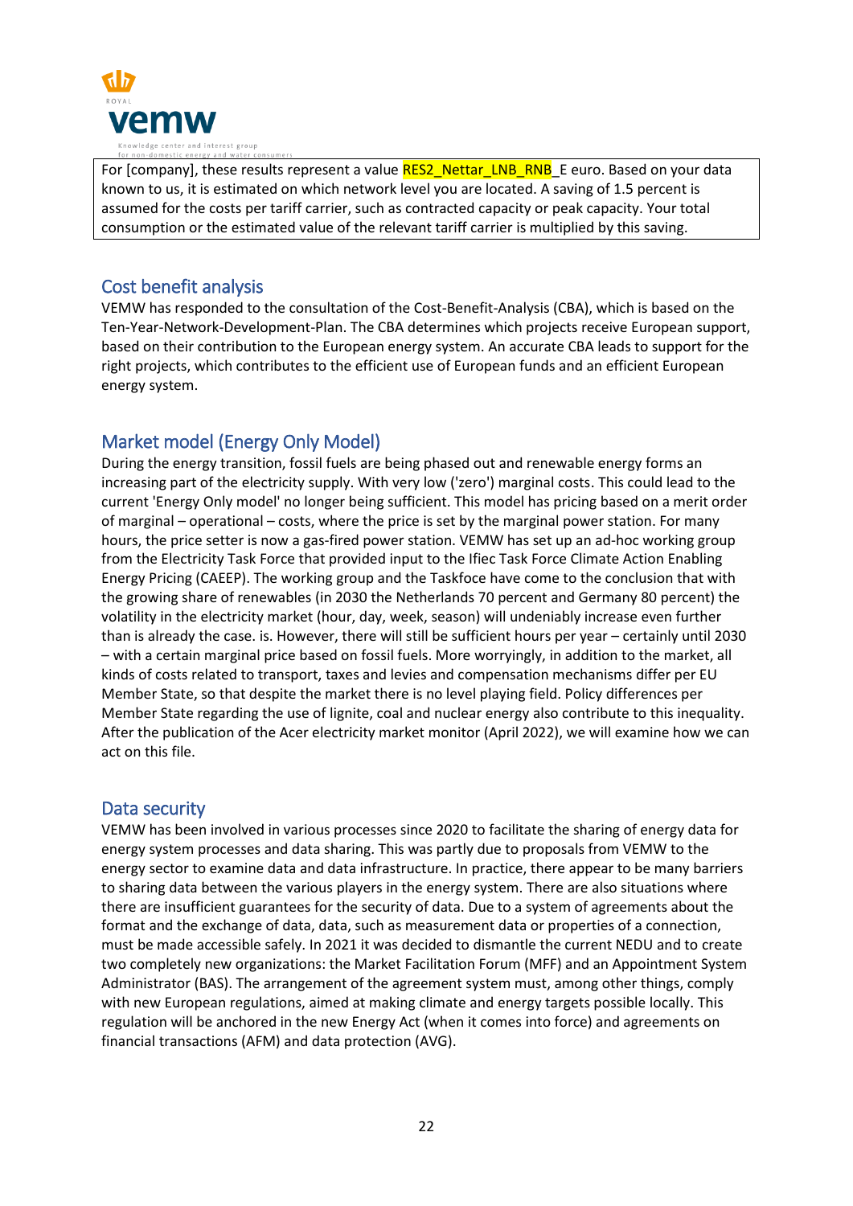For [company], these results represent a value RES2_Nettar_LNB_RNB_E euro. Based on your data known to us, it is estimated on which network level you are located. A saving of 1.5 percent is assumed for the costs per tariff carrier, such as contracted capacity or peak capacity. Your total consumption or the estimated value of the relevant tariff carrier is multiplied by this saving.

## Cost benefit analysis

VEMW has responded to the consultation of the Cost-Benefit-Analysis (CBA), which is based on the Ten-Year-Network-Development-Plan. The CBA determines which projects receive European support, based on their contribution to the European energy system. An accurate CBA leads to support for the right projects, which contributes to the efficient use of European funds and an efficient European energy system.

## Market model (Energy Only Model)

During the energy transition, fossil fuels are being phased out and renewable energy forms an increasing part of the electricity supply. With very low ('zero') marginal costs. This could lead to the current 'Energy Only model' no longer being sufficient. This model has pricing based on a merit order of marginal – operational – costs, where the price is set by the marginal power station. For many hours, the price setter is now a gas-fired power station. VEMW has set up an ad-hoc working group from the Electricity Task Force that provided input to the Ifiec Task Force Climate Action Enabling Energy Pricing (CAEEP). The working group and the Taskfoce have come to the conclusion that with the growing share of renewables (in 2030 the Netherlands 70 percent and Germany 80 percent) the volatility in the electricity market (hour, day, week, season) will undeniably increase even further than is already the case. is. However, there will still be sufficient hours per year – certainly until 2030 – with a certain marginal price based on fossil fuels. More worryingly, in addition to the market, all kinds of costs related to transport, taxes and levies and compensation mechanisms differ per EU Member State, so that despite the market there is no level playing field. Policy differences per Member State regarding the use of lignite, coal and nuclear energy also contribute to this inequality. After the publication of the Acer electricity market monitor (April 2022), we will examine how we can act on this file.

## Data security

VEMW has been involved in various processes since 2020 to facilitate the sharing of energy data for energy system processes and data sharing. This was partly due to proposals from VEMW to the energy sector to examine data and data infrastructure. In practice, there appear to be many barriers to sharing data between the various players in the energy system. There are also situations where there are insufficient guarantees for the security of data. Due to a system of agreements about the format and the exchange of data, data, such as measurement data or properties of a connection, must be made accessible safely. In 2021 it was decided to dismantle the current NEDU and to create two completely new organizations: the Market Facilitation Forum (MFF) and an Appointment System Administrator (BAS). The arrangement of the agreement system must, among other things, comply with new European regulations, aimed at making climate and energy targets possible locally. This regulation will be anchored in the new Energy Act (when it comes into force) and agreements on financial transactions (AFM) and data protection (AVG).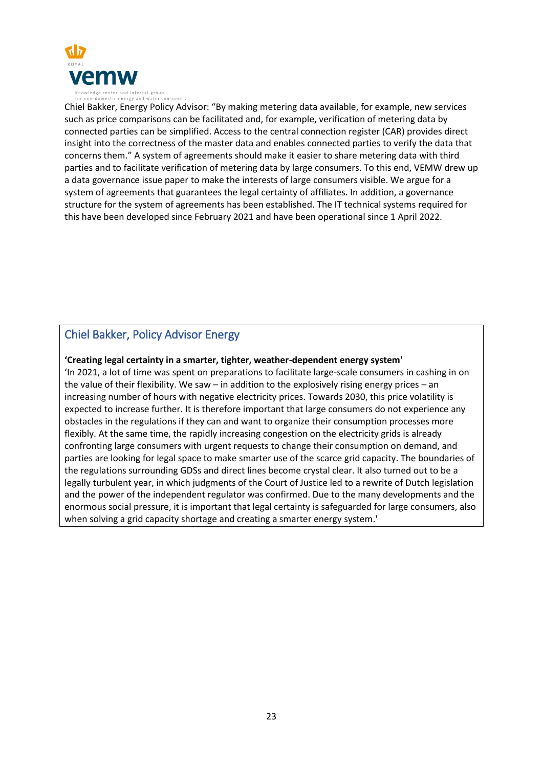Chiel Bakker, Energy Policy Advisor: "By making metering data available, for example, new services such as price comparisons can be facilitated and, for example, verification of metering data by connected parties can be simplified. Access to the central connection register (CAR) provides direct insight into the correctness of the master data and enables connected parties to verify the data that concerns them." A system of agreements should make it easier to share metering data with third parties and to facilitate verification of metering data by large consumers. To this end, VEMW drew up a data governance issue paper to make the interests of large consumers visible. We argue for a system of agreements that guarantees the legal certainty of affiliates. In addition, a governance structure for the system of agreements has been established. The IT technical systems required for this have been developed since February 2021 and have been operational since 1 April 2022.

## Chiel Bakker, Policy Advisor Energy

**'Creating legal certainty in a smarter, tighter, weather-dependent energy system'**

'In 2021, a lot of time was spent on preparations to facilitate large-scale consumers in cashing in on the value of their flexibility. We saw – in addition to the explosively rising energy prices – an increasing number of hours with negative electricity prices. Towards 2030, this price volatility is expected to increase further. It is therefore important that large consumers do not experience any obstacles in the regulations if they can and want to organize their consumption processes more flexibly. At the same time, the rapidly increasing congestion on the electricity grids is already confronting large consumers with urgent requests to change their consumption on demand, and parties are looking for legal space to make smarter use of the scarce grid capacity. The boundaries of the regulations surrounding GDSs and direct lines become crystal clear. It also turned out to be a legally turbulent year, in which judgments of the Court of Justice led to a rewrite of Dutch legislation and the power of the independent regulator was confirmed. Due to the many developments and the enormous social pressure, it is important that legal certainty is safeguarded for large consumers, also when solving a grid capacity shortage and creating a smarter energy system.'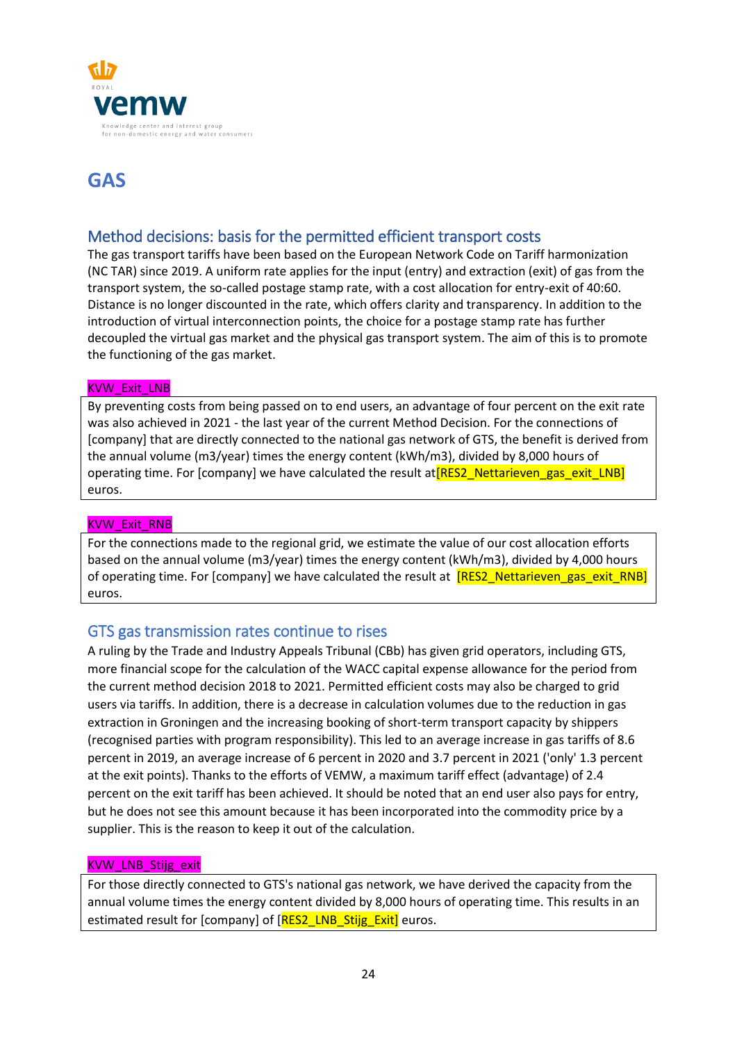# GAS

## Method decisions: basis for the permitted efficient transport costs

The gas transport tariffs have been based on the European Network Code on Tariff harmonization (NC TAR) since 2019. A uniform rate applies for the input (entry) and extraction (exit) of gas from the transport system, the so-called postage stamp rate, with a cost allocation for entry-exit of 40:60. Distance is no longer discounted in the rate, which offers clarity and transparency. In addition to the introduction of virtual interconnection points, the choice for a postage stamp rate has further decoupled the virtual gas market and the physical gas transport system. The aim of this is to promote the functioning of the gas market.

KVW_Exit_LNB

By preventing costs from being passed on to end users, an advantage of four percent on the exit rate was also achieved in 2021 - the last year of the current Method Decision. For the connections of [company] that are directly connected to the national gas network of GTS, the benefit is derived from the annual volume (m3/year) times the energy content (kWh/m3), divided by 8,000 hours of operating time. For [company] we have calculated the result at [RES2_Nettarieven_gas_exit_LNB] euros.

KVW_Exit_RNB

For the connections made to the regional grid, we estimate the value of our cost allocation efforts based on the annual volume (m3/year) times the energy content (kWh/m3), divided by 4,000 hours of operating time. For [company] we have calculated the result at [RES2_Nettarieven_gas_exit_RNB] euros.

## GTS gas transmission rates continue to rises

A ruling by the Trade and Industry Appeals Tribunal (CBb) has given grid operators, including GTS, more financial scope for the calculation of the WACC capital expense allowance for the period from the current method decision 2018 to 2021. Permitted efficient costs may also be charged to grid users via tariffs. In addition, there is a decrease in calculation volumes due to the reduction in gas extraction in Groningen and the increasing booking of short-term transport capacity by shippers (recognised parties with program responsibility). This led to an average increase in gas tariffs of 8.6 percent in 2019, an average increase of 6 percent in 2020 and 3.7 percent in 2021 ('only' 1.3 percent at the exit points). Thanks to the efforts of VEMW, a maximum tariff effect (advantage) of 2.4 percent on the exit tariff has been achieved. It should be noted that an end user also pays for entry, but he does not see this amount because it has been incorporated into the commodity price by a supplier. This is the reason to keep it out of the calculation.

KVW_LNB_Stijg_exit

For those directly connected to GTS's national gas network, we have derived the capacity from the annual volume times the energy content divided by 8,000 hours of operating time. This results in an estimated result for [company] of [RES2_LNB_Stijg_Exit] euros.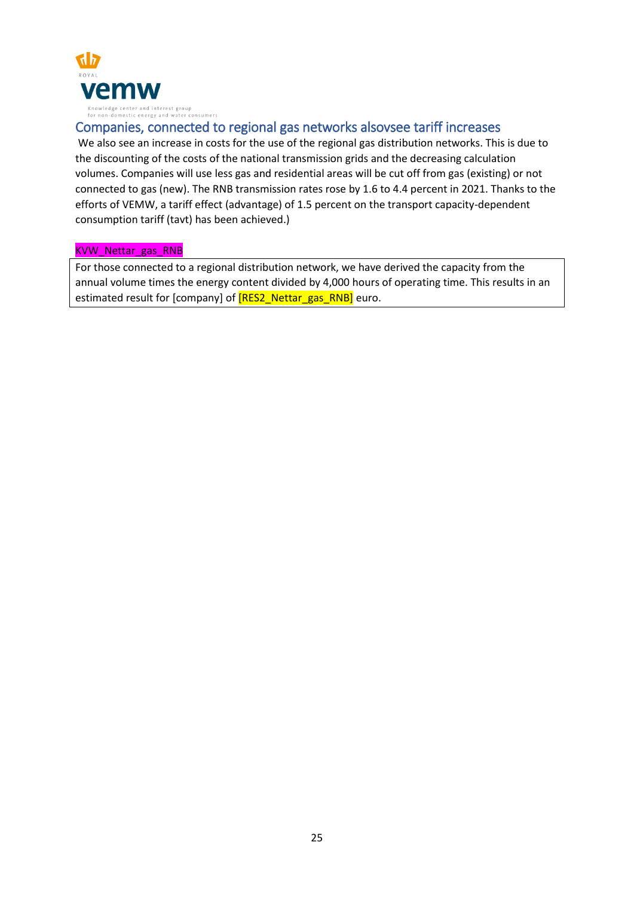## Companies, connected to regional gas networks alsovsee tariff increases

We also see an increase in costs for the use of the regional gas distribution networks. This is due to the discounting of the costs of the national transmission grids and the decreasing calculation volumes. Companies will use less gas and residential areas will be cut off from gas (existing) or not connected to gas (new). The RNB transmission rates rose by 1.6 to 4.4 percent in 2021. Thanks to the efforts of VEMW, a tariff effect (advantage) of 1.5 percent on the transport capacity-dependent consumption tariff (tavt) has been achieved.)

KVW_Nettar_gas_RNB

| For those connected to a regional distribution network, we have derived the capacity from the annual volume times the energy content divided by 4,000 hours of operating time. This results in an estimated result for [company] of [RES2_Nettar_gas_RNB] euro. |
| --- |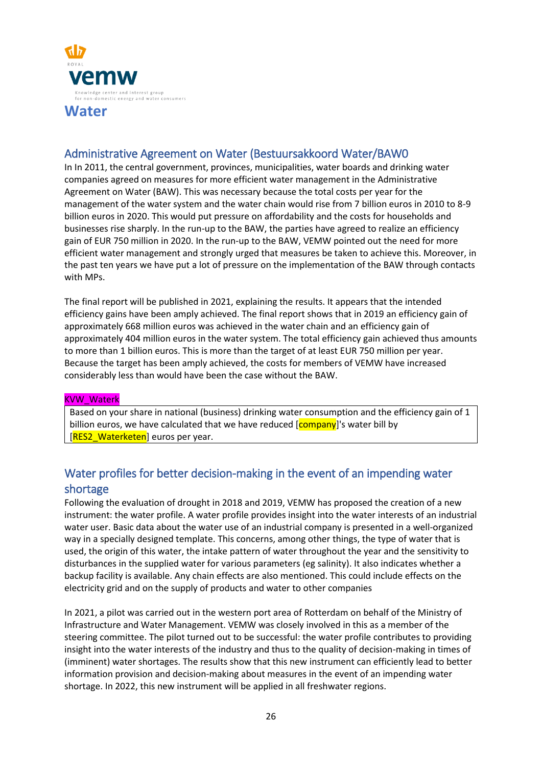ROYAL

**vemw**

Knowledge center and interest group for non-domestic energy and water consumers

# Water

## Administrative Agreement on Water (Bestuursakkoord Water/BAW0

In In 2011, the central government, provinces, municipalities, water boards and drinking water companies agreed on measures for more efficient water management in the Administrative Agreement on Water (BAW). This was necessary because the total costs per year for the management of the water system and the water chain would rise from 7 billion euros in 2010 to 8-9 billion euros in 2020. This would put pressure on affordability and the costs for households and businesses rise sharply. In the run-up to the BAW, the parties have agreed to realize an efficiency gain of EUR 750 million in 2020. In the run-up to the BAW, VEMW pointed out the need for more efficient water management and strongly urged that measures be taken to achieve this. Moreover, in the past ten years we have put a lot of pressure on the implementation of the BAW through contacts with MPs.

The final report will be published in 2021, explaining the results. It appears that the intended efficiency gains have been amply achieved. The final report shows that in 2019 an efficiency gain of approximately 668 million euros was achieved in the water chain and an efficiency gain of approximately 404 million euros in the water system. The total efficiency gain achieved thus amounts to more than 1 billion euros. This is more than the target of at least EUR 750 million per year. Because the target has been amply achieved, the costs for members of VEMW have increased considerably less than would have been the case without the BAW.

KVW_Waterk

| Based on your share in national (business) drinking water consumption and the efficiency gain of 1 billion euros, we have calculated that we have reduced [company]'s water bill by [RES2_Waterketen] euros per year. |
|---|

## Water profiles for better decision-making in the event of an impending water shortage

Following the evaluation of drought in 2018 and 2019, VEMW has proposed the creation of a new instrument: the water profile. A water profile provides insight into the water interests of an industrial water user. Basic data about the water use of an industrial company is presented in a well-organized way in a specially designed template. This concerns, among other things, the type of water that is used, the origin of this water, the intake pattern of water throughout the year and the sensitivity to disturbances in the supplied water for various parameters (eg salinity). It also indicates whether a backup facility is available. Any chain effects are also mentioned. This could include effects on the electricity grid and on the supply of products and water to other companies

In 2021, a pilot was carried out in the western port area of Rotterdam on behalf of the Ministry of Infrastructure and Water Management. VEMW was closely involved in this as a member of the steering committee. The pilot turned out to be successful: the water profile contributes to providing insight into the water interests of the industry and thus to the quality of decision-making in times of (imminent) water shortages. The results show that this new instrument can efficiently lead to better information provision and decision-making about measures in the event of an impending water shortage. In 2022, this new instrument will be applied in all freshwater regions.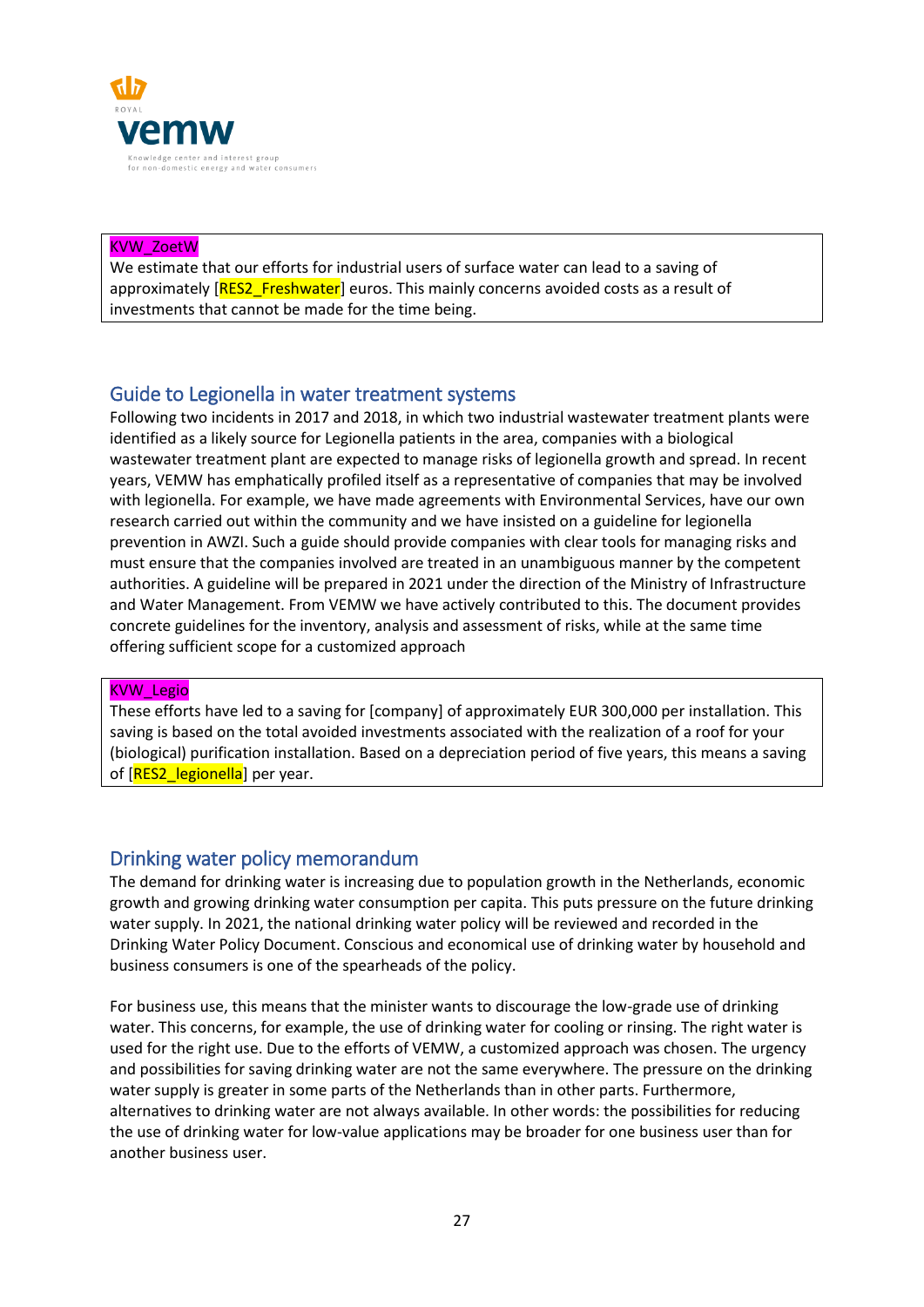KVW_ZoetW
We estimate that our efforts for industrial users of surface water can lead to a saving of approximately [RES2_Freshwater] euros. This mainly concerns avoided costs as a result of investments that cannot be made for the time being.

## Guide to Legionella in water treatment systems

Following two incidents in 2017 and 2018, in which two industrial wastewater treatment plants were identified as a likely source for Legionella patients in the area, companies with a biological wastewater treatment plant are expected to manage risks of legionella growth and spread. In recent years, VEMW has emphatically profiled itself as a representative of companies that may be involved with legionella. For example, we have made agreements with Environmental Services, have our own research carried out within the community and we have insisted on a guideline for legionella prevention in AWZI. Such a guide should provide companies with clear tools for managing risks and must ensure that the companies involved are treated in an unambiguous manner by the competent authorities. A guideline will be prepared in 2021 under the direction of the Ministry of Infrastructure and Water Management. From VEMW we have actively contributed to this. The document provides concrete guidelines for the inventory, analysis and assessment of risks, while at the same time offering sufficient scope for a customized approach

KVW_Legio
These efforts have led to a saving for [company] of approximately EUR 300,000 per installation. This saving is based on the total avoided investments associated with the realization of a roof for your (biological) purification installation. Based on a depreciation period of five years, this means a saving of [RES2_legionella] per year.

## Drinking water policy memorandum

The demand for drinking water is increasing due to population growth in the Netherlands, economic growth and growing drinking water consumption per capita. This puts pressure on the future drinking water supply. In 2021, the national drinking water policy will be reviewed and recorded in the Drinking Water Policy Document. Conscious and economical use of drinking water by household and business consumers is one of the spearheads of the policy.

For business use, this means that the minister wants to discourage the low-grade use of drinking water. This concerns, for example, the use of drinking water for cooling or rinsing. The right water is used for the right use. Due to the efforts of VEMW, a customized approach was chosen. The urgency and possibilities for saving drinking water are not the same everywhere. The pressure on the drinking water supply is greater in some parts of the Netherlands than in other parts. Furthermore, alternatives to drinking water are not always available. In other words: the possibilities for reducing the use of drinking water for low-value applications may be broader for one business user than for another business user.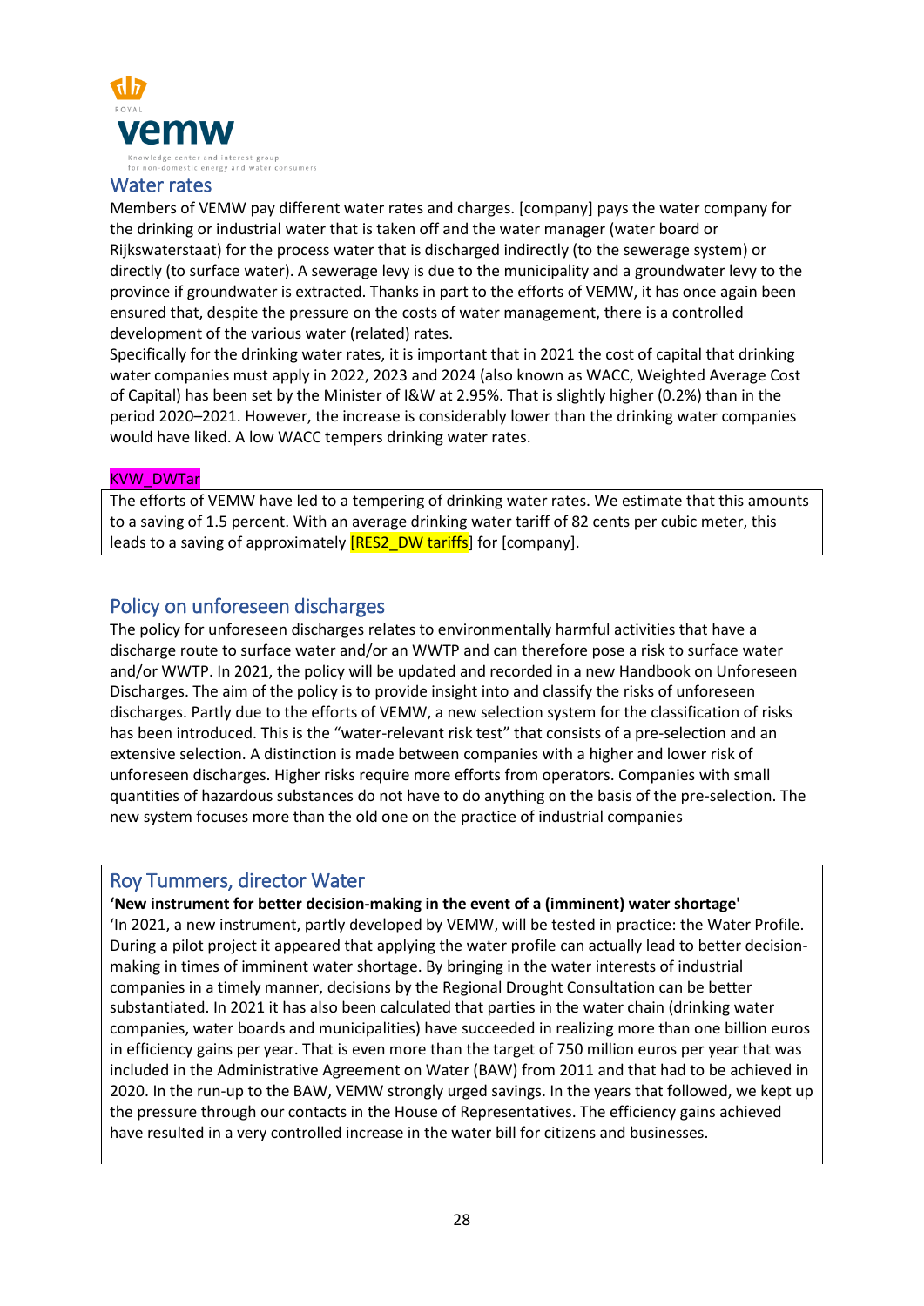## Water rates

Members of VEMW pay different water rates and charges. [company] pays the water company for the drinking or industrial water that is taken off and the water manager (water board or Rijkswaterstaat) for the process water that is discharged indirectly (to the sewerage system) or directly (to surface water). A sewerage levy is due to the municipality and a groundwater levy to the province if groundwater is extracted. Thanks in part to the efforts of VEMW, it has once again been ensured that, despite the pressure on the costs of water management, there is a controlled development of the various water (related) rates.

Specifically for the drinking water rates, it is important that in 2021 the cost of capital that drinking water companies must apply in 2022, 2023 and 2024 (also known as WACC, Weighted Average Cost of Capital) has been set by the Minister of I&W at 2.95%. That is slightly higher (0.2%) than in the period 2020–2021. However, the increase is considerably lower than the drinking water companies would have liked. A low WACC tempers drinking water rates.

KVW_DWTar

The efforts of VEMW have led to a tempering of drinking water rates. We estimate that this amounts to a saving of 1.5 percent. With an average drinking water tariff of 82 cents per cubic meter, this leads to a saving of approximately [RES2_DW tariffs] for [company].

## Policy on unforeseen discharges

The policy for unforeseen discharges relates to environmentally harmful activities that have a discharge route to surface water and/or an WWTP and can therefore pose a risk to surface water and/or WWTP. In 2021, the policy will be updated and recorded in a new Handbook on Unforeseen Discharges. The aim of the policy is to provide insight into and classify the risks of unforeseen discharges. Partly due to the efforts of VEMW, a new selection system for the classification of risks has been introduced. This is the "water-relevant risk test" that consists of a pre-selection and an extensive selection. A distinction is made between companies with a higher and lower risk of unforeseen discharges. Higher risks require more efforts from operators. Companies with small quantities of hazardous substances do not have to do anything on the basis of the pre-selection. The new system focuses more than the old one on the practice of industrial companies

## Roy Tummers, director Water

**'New instrument for better decision-making in the event of a (imminent) water shortage'**

'In 2021, a new instrument, partly developed by VEMW, will be tested in practice: the Water Profile. During a pilot project it appeared that applying the water profile can actually lead to better decision-making in times of imminent water shortage. By bringing in the water interests of industrial companies in a timely manner, decisions by the Regional Drought Consultation can be better substantiated. In 2021 it has also been calculated that parties in the water chain (drinking water companies, water boards and municipalities) have succeeded in realizing more than one billion euros in efficiency gains per year. That is even more than the target of 750 million euros per year that was included in the Administrative Agreement on Water (BAW) from 2011 and that had to be achieved in 2020. In the run-up to the BAW, VEMW strongly urged savings. In the years that followed, we kept up the pressure through our contacts in the House of Representatives. The efficiency gains achieved have resulted in a very controlled increase in the water bill for citizens and businesses.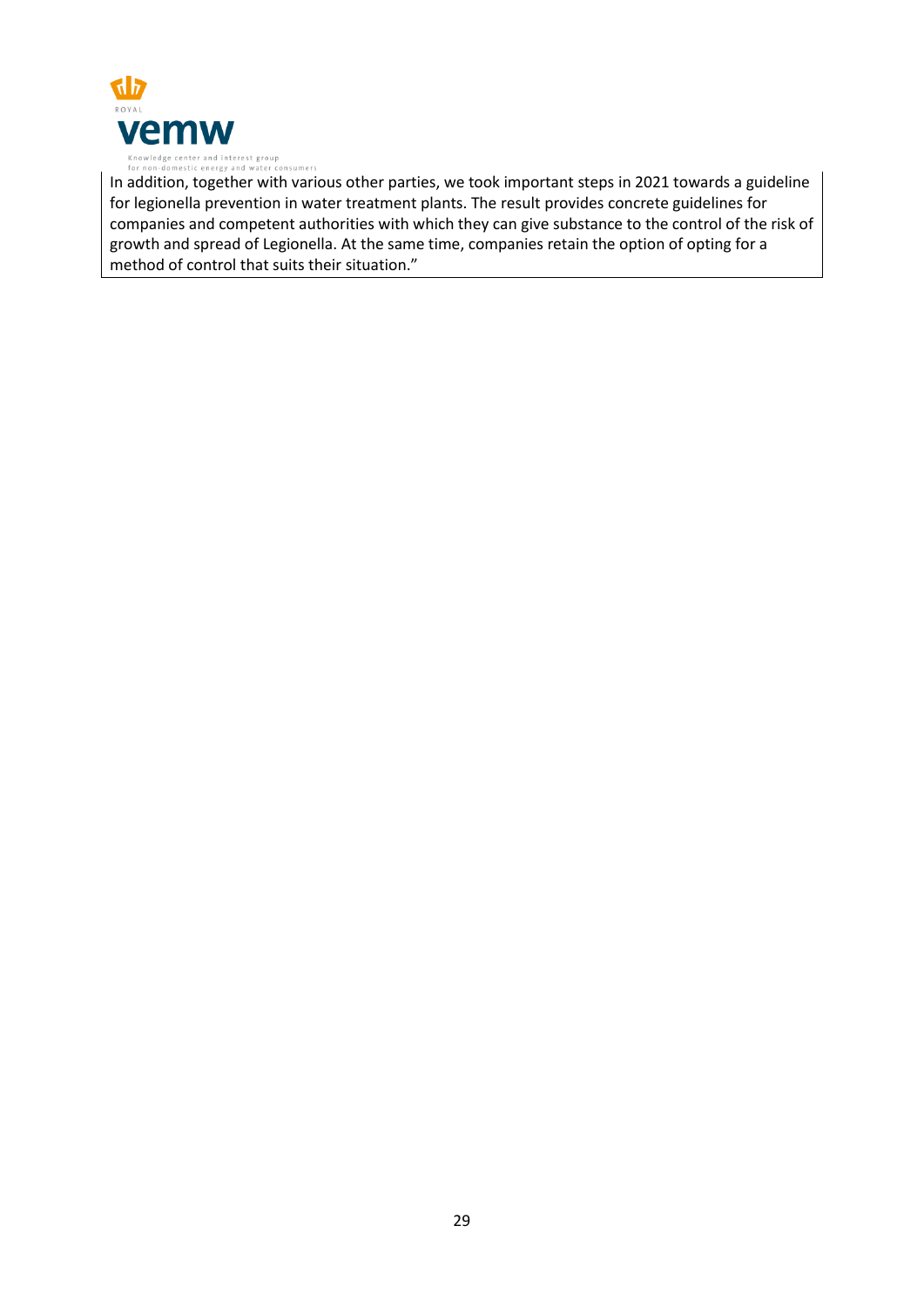In addition, together with various other parties, we took important steps in 2021 towards a guideline for legionella prevention in water treatment plants. The result provides concrete guidelines for companies and competent authorities with which they can give substance to the control of the risk of growth and spread of Legionella. At the same time, companies retain the option of opting for a method of control that suits their situation."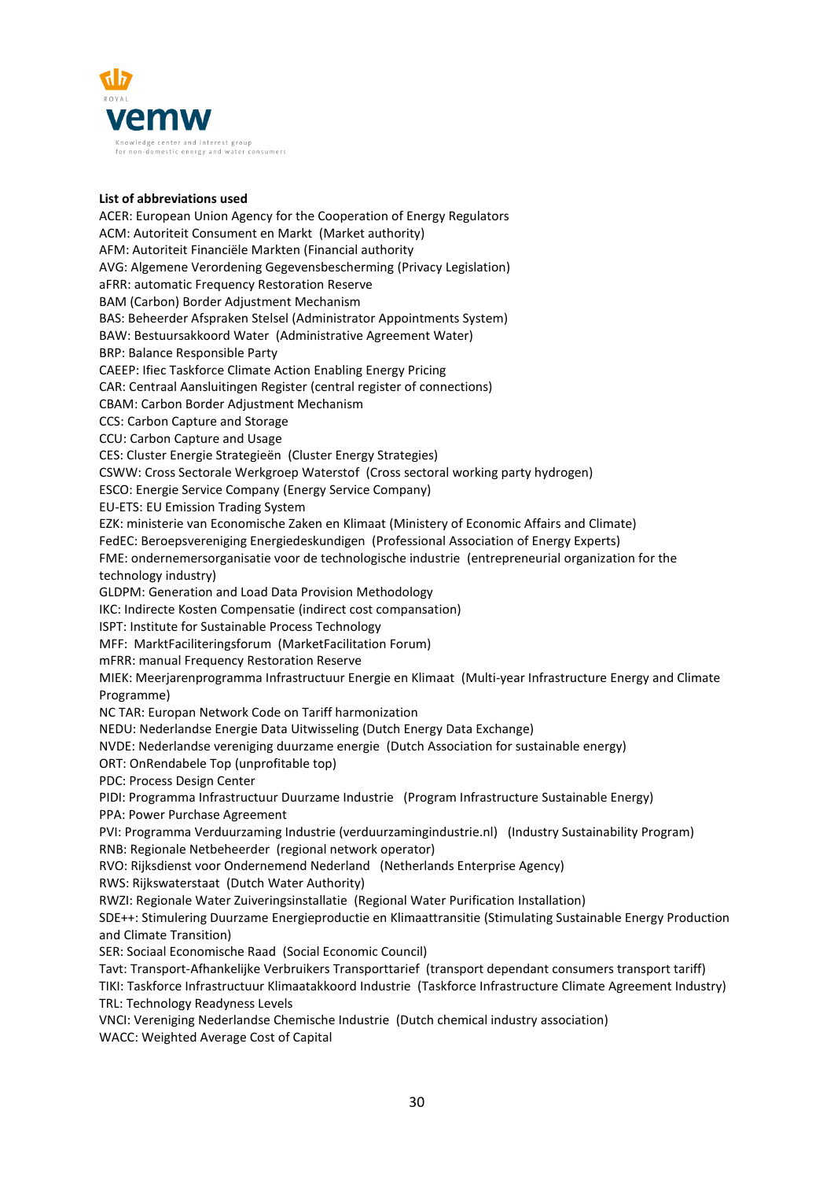**List of abbreviations used**

ACER: European Union Agency for the Cooperation of Energy Regulators
ACM: Autoriteit Consument en Markt (Market authority)
AFM: Autoriteit Financiële Markten (Financial authority
AVG: Algemene Verordening Gegevensbescherming (Privacy Legislation)
aFRR: automatic Frequency Restoration Reserve
BAM (Carbon) Border Adjustment Mechanism
BAS: Beheerder Afspraken Stelsel (Administrator Appointments System)
BAW: Bestuursakkoord Water (Administrative Agreement Water)
BRP: Balance Responsible Party
CAEEP: Ifiec Taskforce Climate Action Enabling Energy Pricing
CAR: Centraal Aansluitingen Register (central register of connections)
CBAM: Carbon Border Adjustment Mechanism
CCS: Carbon Capture and Storage
CCU: Carbon Capture and Usage
CES: Cluster Energie Strategieën (Cluster Energy Strategies)
CSWW: Cross Sectorale Werkgroep Waterstof (Cross sectoral working party hydrogen)
ESCO: Energie Service Company (Energy Service Company)
EU-ETS: EU Emission Trading System
EZK: ministerie van Economische Zaken en Klimaat (Ministery of Economic Affairs and Climate)
FedEC: Beroepsvereniging Energiedeskundigen (Professional Association of Energy Experts)
FME: ondernemersorganisatie voor de technologische industrie (entrepreneurial organization for the technology industry)
GLDPM: Generation and Load Data Provision Methodology
IKC: Indirecte Kosten Compensatie (indirect cost compansation)
ISPT: Institute for Sustainable Process Technology
MFF: MarktFaciliteringsforum (MarketFacilitation Forum)
mFRR: manual Frequency Restoration Reserve
MIEK: Meerjarenprogramma Infrastructuur Energie en Klimaat (Multi-year Infrastructure Energy and Climate Programme)
NC TAR: Europan Network Code on Tariff harmonization
NEDU: Nederlandse Energie Data Uitwisseling (Dutch Energy Data Exchange)
NVDE: Nederlandse vereniging duurzame energie (Dutch Association for sustainable energy)
ORT: OnRendabele Top (unprofitable top)
PDC: Process Design Center
PIDI: Programma Infrastructuur Duurzame Industrie (Program Infrastructure Sustainable Energy)
PPA: Power Purchase Agreement
PVI: Programma Verduurzaming Industrie (verduurzamingindustrie.nl) (Industry Sustainability Program)
RNB: Regionale Netbeheerder (regional network operator)
RVO: Rijksdienst voor Ondernemend Nederland (Netherlands Enterprise Agency)
RWS: Rijkswaterstaat (Dutch Water Authority)
RWZI: Regionale Water Zuiveringsinstallatie (Regional Water Purification Installation)
SDE++: Stimulering Duurzame Energieproductie en Klimaattransitie (Stimulating Sustainable Energy Production and Climate Transition)
SER: Sociaal Economische Raad (Social Economic Council)
Tavt: Transport-Afhankelijke Verbruikers Transporttarief (transport dependant consumers transport tariff)
TIKI: Taskforce Infrastructuur Klimaatakkoord Industrie (Taskforce Infrastructure Climate Agreement Industry)
TRL: Technology Readyness Levels
VNCI: Vereniging Nederlandse Chemische Industrie (Dutch chemical industry association)
WACC: Weighted Average Cost of Capital